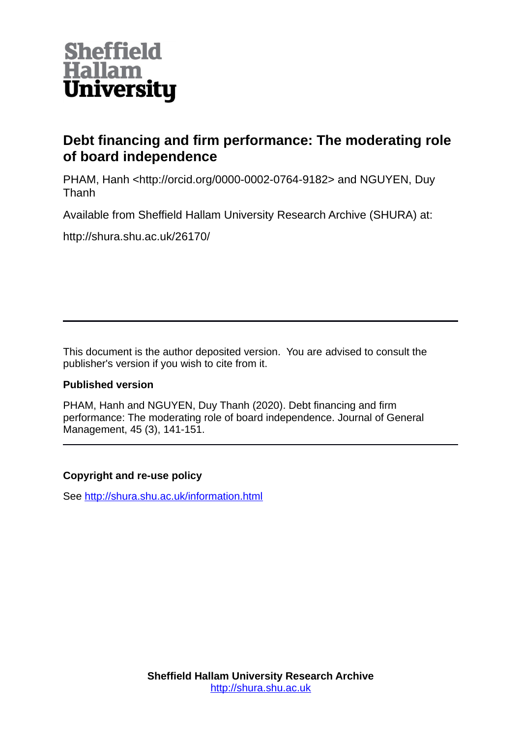Sheffield Hallam University

# Debt financing and firm performance: The moderating role of board independence

PHAM, Hanh <http://orcid.org/0000-0002-0764-9182> and NGUYEN, Duy Thanh

Available from Sheffield Hallam University Research Archive (SHURA) at:

http://shura.shu.ac.uk/26170/

---

This document is the author deposited version. You are advised to consult the publisher's version if you wish to cite from it.

### Published version

PHAM, Hanh and NGUYEN, Duy Thanh (2020). Debt financing and firm performance: The moderating role of board independence. Journal of General Management, 45 (3), 141-151.

---

### Copyright and re-use policy

See http://shura.shu.ac.uk/information.html

**Sheffield Hallam University Research Archive**
http://shura.shu.ac.uk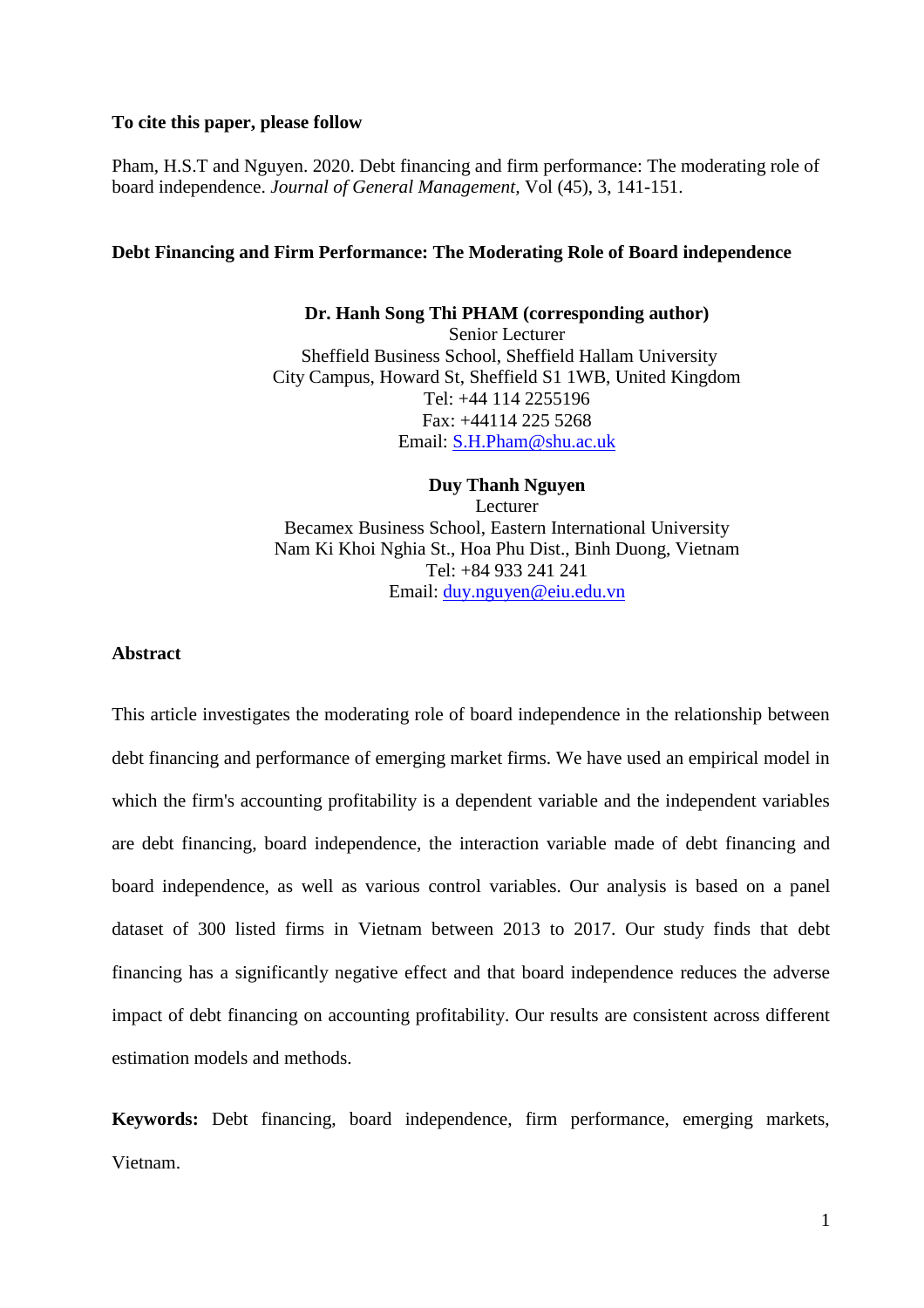**To cite this paper, please follow**

Pham, H.S.T and Nguyen. 2020. Debt financing and firm performance: The moderating role of board independence. *Journal of General Management,* Vol (45), 3, 141-151.

**Debt Financing and Firm Performance: The Moderating Role of Board independence**

**Dr. Hanh Song Thi PHAM (corresponding author)**
Senior Lecturer
Sheffield Business School, Sheffield Hallam University
City Campus, Howard St, Sheffield S1 1WB, United Kingdom
Tel: +44 114 2255196
Fax: +44114 225 5268
Email: S.H.Pham@shu.ac.uk

**Duy Thanh Nguyen**
Lecturer
Becamex Business School, Eastern International University
Nam Ki Khoi Nghia St., Hoa Phu Dist., Binh Duong, Vietnam
Tel: +84 933 241 241
Email: duy.nguyen@eiu.edu.vn

**Abstract**

This article investigates the moderating role of board independence in the relationship between debt financing and performance of emerging market firms. We have used an empirical model in which the firm's accounting profitability is a dependent variable and the independent variables are debt financing, board independence, the interaction variable made of debt financing and board independence, as well as various control variables. Our analysis is based on a panel dataset of 300 listed firms in Vietnam between 2013 to 2017. Our study finds that debt financing has a significantly negative effect and that board independence reduces the adverse impact of debt financing on accounting profitability. Our results are consistent across different estimation models and methods.

**Keywords:** Debt financing, board independence, firm performance, emerging markets, Vietnam.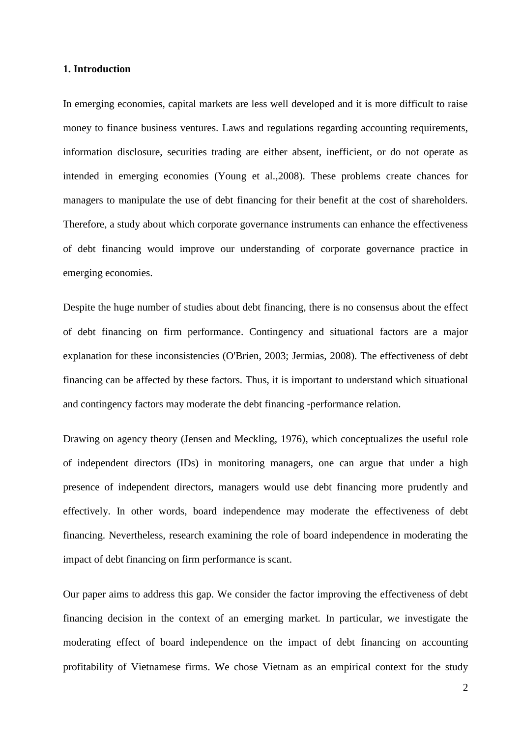## 1. Introduction

In emerging economies, capital markets are less well developed and it is more difficult to raise money to finance business ventures. Laws and regulations regarding accounting requirements, information disclosure, securities trading are either absent, inefficient, or do not operate as intended in emerging economies (Young et al.,2008). These problems create chances for managers to manipulate the use of debt financing for their benefit at the cost of shareholders. Therefore, a study about which corporate governance instruments can enhance the effectiveness of debt financing would improve our understanding of corporate governance practice in emerging economies.

Despite the huge number of studies about debt financing, there is no consensus about the effect of debt financing on firm performance. Contingency and situational factors are a major explanation for these inconsistencies (O'Brien, 2003; Jermias, 2008). The effectiveness of debt financing can be affected by these factors. Thus, it is important to understand which situational and contingency factors may moderate the debt financing -performance relation.

Drawing on agency theory (Jensen and Meckling, 1976), which conceptualizes the useful role of independent directors (IDs) in monitoring managers, one can argue that under a high presence of independent directors, managers would use debt financing more prudently and effectively. In other words, board independence may moderate the effectiveness of debt financing. Nevertheless, research examining the role of board independence in moderating the impact of debt financing on firm performance is scant.

Our paper aims to address this gap. We consider the factor improving the effectiveness of debt financing decision in the context of an emerging market. In particular, we investigate the moderating effect of board independence on the impact of debt financing on accounting profitability of Vietnamese firms. We chose Vietnam as an empirical context for the study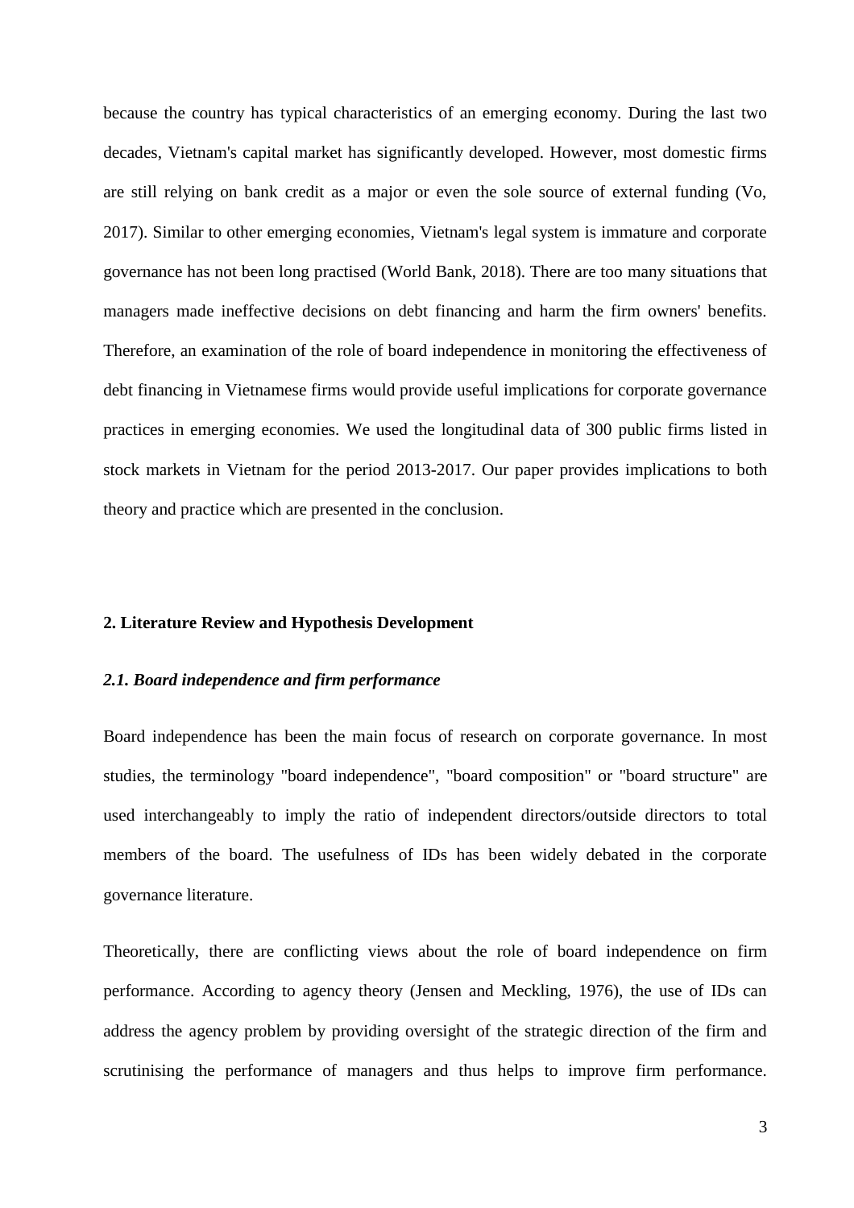because the country has typical characteristics of an emerging economy. During the last two decades, Vietnam's capital market has significantly developed. However, most domestic firms are still relying on bank credit as a major or even the sole source of external funding (Vo, 2017). Similar to other emerging economies, Vietnam's legal system is immature and corporate governance has not been long practised (World Bank, 2018). There are too many situations that managers made ineffective decisions on debt financing and harm the firm owners' benefits. Therefore, an examination of the role of board independence in monitoring the effectiveness of debt financing in Vietnamese firms would provide useful implications for corporate governance practices in emerging economies. We used the longitudinal data of 300 public firms listed in stock markets in Vietnam for the period 2013-2017. Our paper provides implications to both theory and practice which are presented in the conclusion.

## 2. Literature Review and Hypothesis Development

### *2.1. Board independence and firm performance*

Board independence has been the main focus of research on corporate governance. In most studies, the terminology "board independence", "board composition" or "board structure" are used interchangeably to imply the ratio of independent directors/outside directors to total members of the board. The usefulness of IDs has been widely debated in the corporate governance literature.

Theoretically, there are conflicting views about the role of board independence on firm performance. According to agency theory (Jensen and Meckling, 1976), the use of IDs can address the agency problem by providing oversight of the strategic direction of the firm and scrutinising the performance of managers and thus helps to improve firm performance.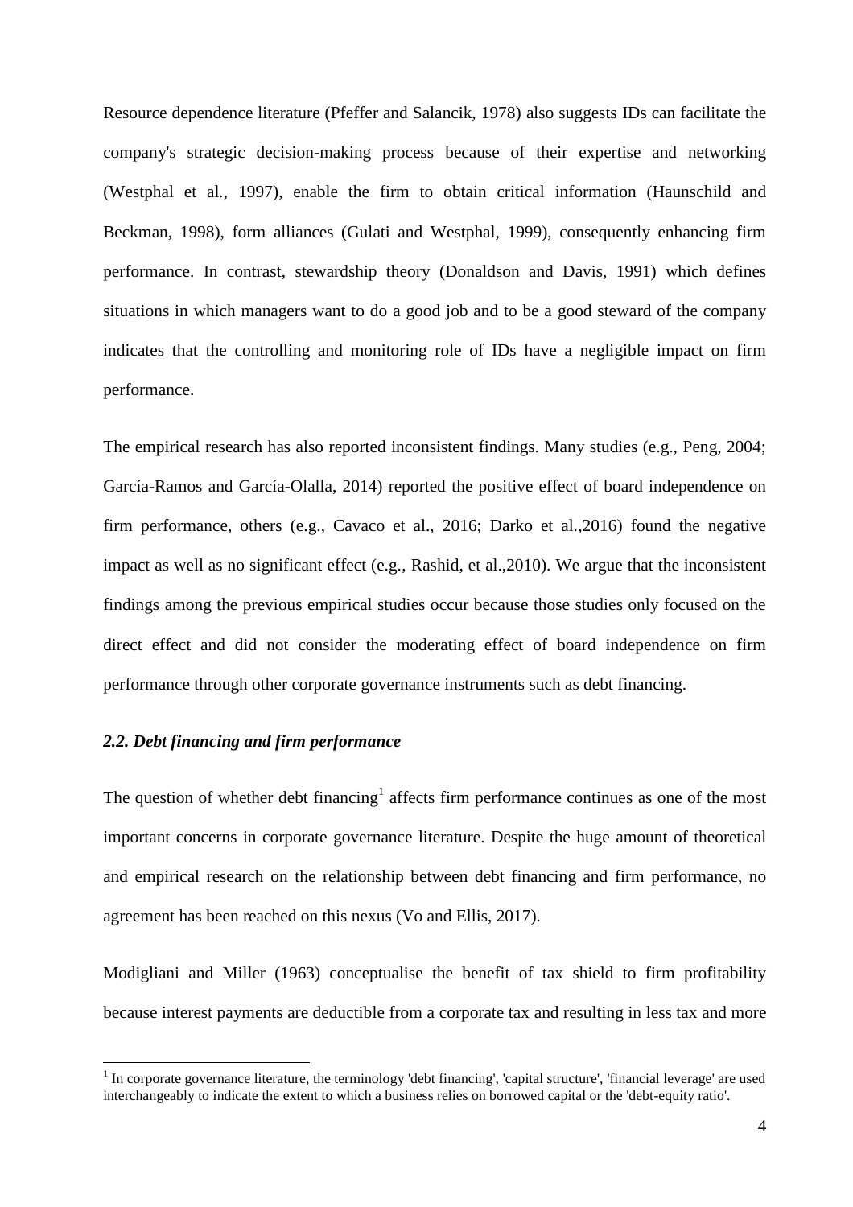Resource dependence literature (Pfeffer and Salancik, 1978) also suggests IDs can facilitate the company's strategic decision-making process because of their expertise and networking (Westphal et al., 1997), enable the firm to obtain critical information (Haunschild and Beckman, 1998), form alliances (Gulati and Westphal, 1999), consequently enhancing firm performance. In contrast, stewardship theory (Donaldson and Davis, 1991) which defines situations in which managers want to do a good job and to be a good steward of the company indicates that the controlling and monitoring role of IDs have a negligible impact on firm performance.

The empirical research has also reported inconsistent findings. Many studies (e.g., Peng, 2004; García-Ramos and García-Olalla, 2014) reported the positive effect of board independence on firm performance, others (e.g., Cavaco et al., 2016; Darko et al.,2016) found the negative impact as well as no significant effect (e.g., Rashid, et al.,2010). We argue that the inconsistent findings among the previous empirical studies occur because those studies only focused on the direct effect and did not consider the moderating effect of board independence on firm performance through other corporate governance instruments such as debt financing.

### *2.2. Debt financing and firm performance*

The question of whether debt financing[1] affects firm performance continues as one of the most important concerns in corporate governance literature. Despite the huge amount of theoretical and empirical research on the relationship between debt financing and firm performance, no agreement has been reached on this nexus (Vo and Ellis, 2017).

Modigliani and Miller (1963) conceptualise the benefit of tax shield to firm profitability because interest payments are deductible from a corporate tax and resulting in less tax and more

[1] In corporate governance literature, the terminology 'debt financing', 'capital structure', 'financial leverage' are used interchangeably to indicate the extent to which a business relies on borrowed capital or the 'debt-equity ratio'.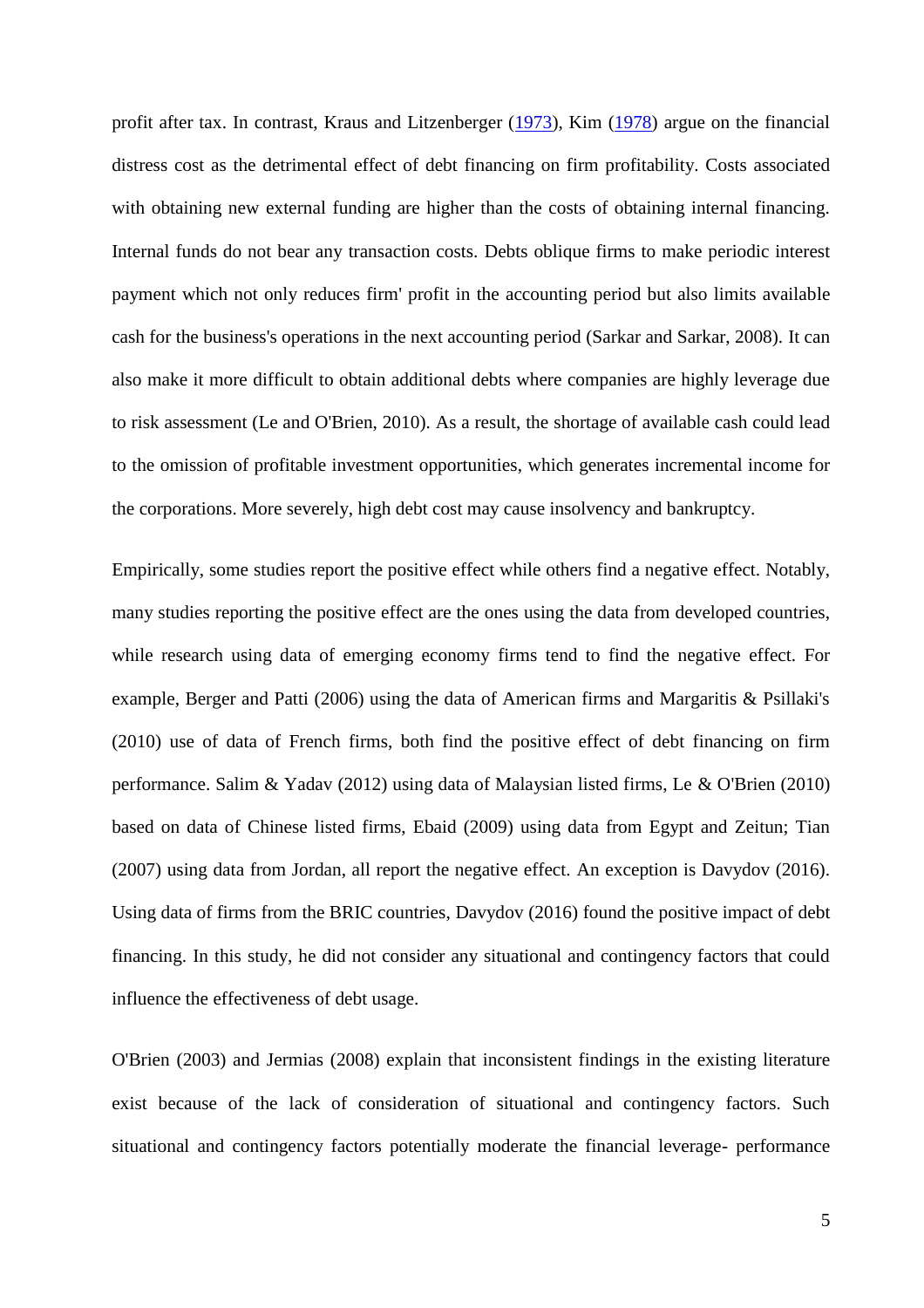profit after tax. In contrast, Kraus and Litzenberger (1973), Kim (1978) argue on the financial distress cost as the detrimental effect of debt financing on firm profitability. Costs associated with obtaining new external funding are higher than the costs of obtaining internal financing. Internal funds do not bear any transaction costs. Debts oblique firms to make periodic interest payment which not only reduces firm' profit in the accounting period but also limits available cash for the business's operations in the next accounting period (Sarkar and Sarkar, 2008). It can also make it more difficult to obtain additional debts where companies are highly leverage due to risk assessment (Le and O'Brien, 2010). As a result, the shortage of available cash could lead to the omission of profitable investment opportunities, which generates incremental income for the corporations. More severely, high debt cost may cause insolvency and bankruptcy.

Empirically, some studies report the positive effect while others find a negative effect. Notably, many studies reporting the positive effect are the ones using the data from developed countries, while research using data of emerging economy firms tend to find the negative effect. For example, Berger and Patti (2006) using the data of American firms and Margaritis & Psillaki's (2010) use of data of French firms, both find the positive effect of debt financing on firm performance. Salim & Yadav (2012) using data of Malaysian listed firms, Le & O'Brien (2010) based on data of Chinese listed firms, Ebaid (2009) using data from Egypt and Zeitun; Tian (2007) using data from Jordan, all report the negative effect. An exception is Davydov (2016). Using data of firms from the BRIC countries, Davydov (2016) found the positive impact of debt financing. In this study, he did not consider any situational and contingency factors that could influence the effectiveness of debt usage.

O'Brien (2003) and Jermias (2008) explain that inconsistent findings in the existing literature exist because of the lack of consideration of situational and contingency factors. Such situational and contingency factors potentially moderate the financial leverage- performance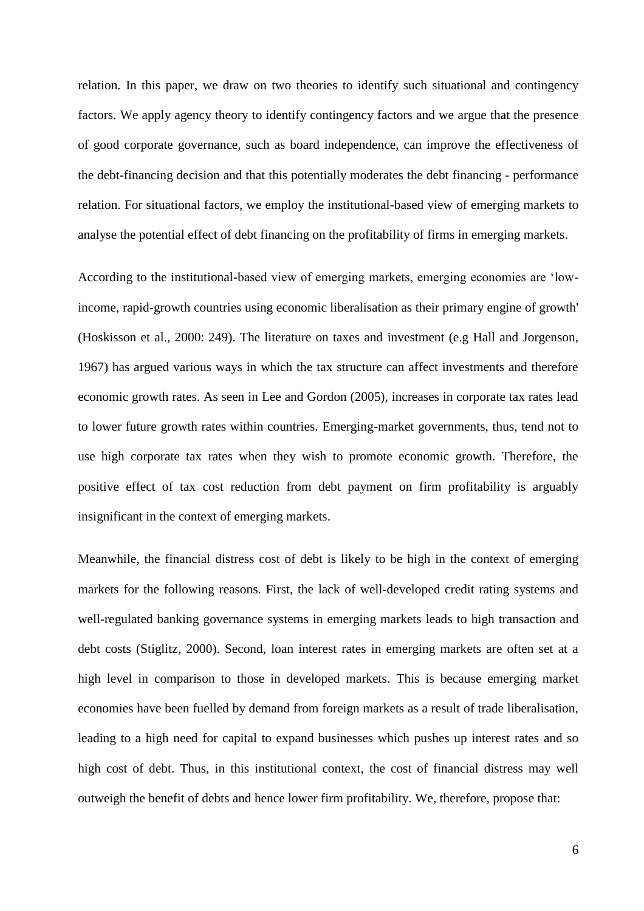relation. In this paper, we draw on two theories to identify such situational and contingency factors. We apply agency theory to identify contingency factors and we argue that the presence of good corporate governance, such as board independence, can improve the effectiveness of the debt-financing decision and that this potentially moderates the debt financing - performance relation. For situational factors, we employ the institutional-based view of emerging markets to analyse the potential effect of debt financing on the profitability of firms in emerging markets.

According to the institutional-based view of emerging markets, emerging economies are 'low-income, rapid-growth countries using economic liberalisation as their primary engine of growth' (Hoskisson et al., 2000: 249). The literature on taxes and investment (e.g Hall and Jorgenson, 1967) has argued various ways in which the tax structure can affect investments and therefore economic growth rates. As seen in Lee and Gordon (2005), increases in corporate tax rates lead to lower future growth rates within countries. Emerging-market governments, thus, tend not to use high corporate tax rates when they wish to promote economic growth. Therefore, the positive effect of tax cost reduction from debt payment on firm profitability is arguably insignificant in the context of emerging markets.

Meanwhile, the financial distress cost of debt is likely to be high in the context of emerging markets for the following reasons. First, the lack of well-developed credit rating systems and well-regulated banking governance systems in emerging markets leads to high transaction and debt costs (Stiglitz, 2000). Second, loan interest rates in emerging markets are often set at a high level in comparison to those in developed markets. This is because emerging market economies have been fuelled by demand from foreign markets as a result of trade liberalisation, leading to a high need for capital to expand businesses which pushes up interest rates and so high cost of debt. Thus, in this institutional context, the cost of financial distress may well outweigh the benefit of debts and hence lower firm profitability. We, therefore, propose that: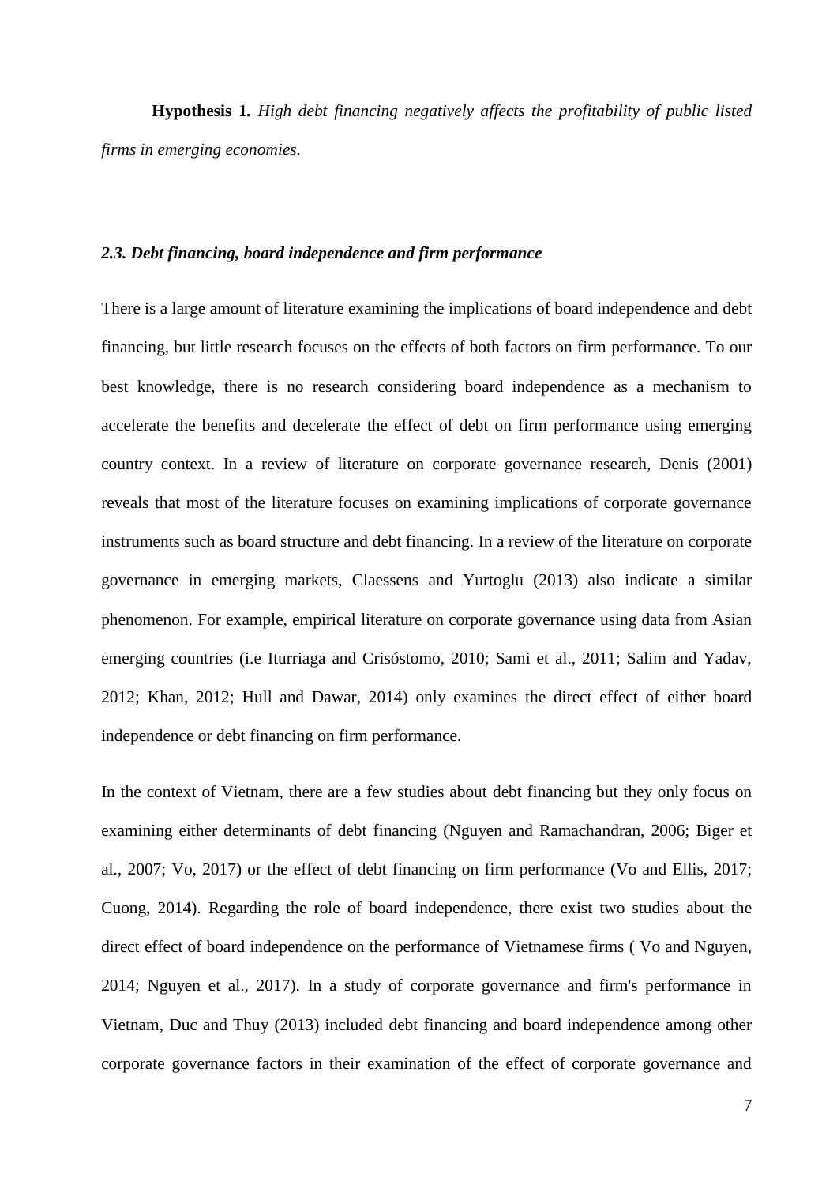**Hypothesis 1.** *High debt financing negatively affects the profitability of public listed firms in emerging economies.*

### *2.3. Debt financing, board independence and firm performance*

There is a large amount of literature examining the implications of board independence and debt financing, but little research focuses on the effects of both factors on firm performance. To our best knowledge, there is no research considering board independence as a mechanism to accelerate the benefits and decelerate the effect of debt on firm performance using emerging country context. In a review of literature on corporate governance research, Denis (2001) reveals that most of the literature focuses on examining implications of corporate governance instruments such as board structure and debt financing. In a review of the literature on corporate governance in emerging markets, Claessens and Yurtoglu (2013) also indicate a similar phenomenon. For example, empirical literature on corporate governance using data from Asian emerging countries (i.e Iturriaga and Crisóstomo, 2010; Sami et al., 2011; Salim and Yadav, 2012; Khan, 2012; Hull and Dawar, 2014) only examines the direct effect of either board independence or debt financing on firm performance.

In the context of Vietnam, there are a few studies about debt financing but they only focus on examining either determinants of debt financing (Nguyen and Ramachandran, 2006; Biger et al., 2007; Vo, 2017) or the effect of debt financing on firm performance (Vo and Ellis, 2017; Cuong, 2014). Regarding the role of board independence, there exist two studies about the direct effect of board independence on the performance of Vietnamese firms ( Vo and Nguyen, 2014; Nguyen et al., 2017). In a study of corporate governance and firm's performance in Vietnam, Duc and Thuy (2013) included debt financing and board independence among other corporate governance factors in their examination of the effect of corporate governance and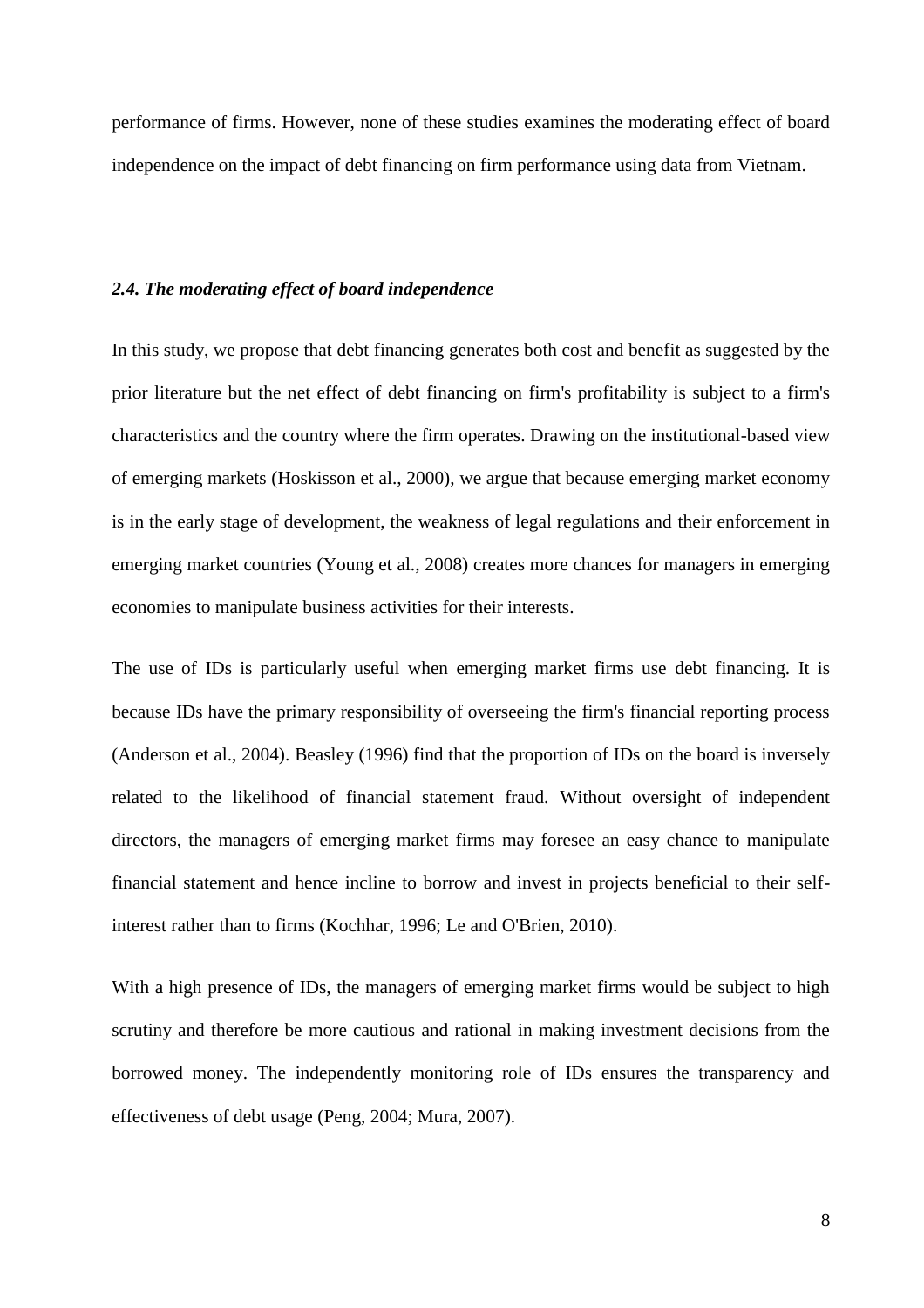performance of firms. However, none of these studies examines the moderating effect of board independence on the impact of debt financing on firm performance using data from Vietnam.

### *2.4. The moderating effect of board independence*

In this study, we propose that debt financing generates both cost and benefit as suggested by the prior literature but the net effect of debt financing on firm's profitability is subject to a firm's characteristics and the country where the firm operates. Drawing on the institutional-based view of emerging markets (Hoskisson et al., 2000), we argue that because emerging market economy is in the early stage of development, the weakness of legal regulations and their enforcement in emerging market countries (Young et al., 2008) creates more chances for managers in emerging economies to manipulate business activities for their interests.

The use of IDs is particularly useful when emerging market firms use debt financing. It is because IDs have the primary responsibility of overseeing the firm's financial reporting process (Anderson et al., 2004). Beasley (1996) find that the proportion of IDs on the board is inversely related to the likelihood of financial statement fraud. Without oversight of independent directors, the managers of emerging market firms may foresee an easy chance to manipulate financial statement and hence incline to borrow and invest in projects beneficial to their self-interest rather than to firms (Kochhar, 1996; Le and O'Brien, 2010).

With a high presence of IDs, the managers of emerging market firms would be subject to high scrutiny and therefore be more cautious and rational in making investment decisions from the borrowed money. The independently monitoring role of IDs ensures the transparency and effectiveness of debt usage (Peng, 2004; Mura, 2007).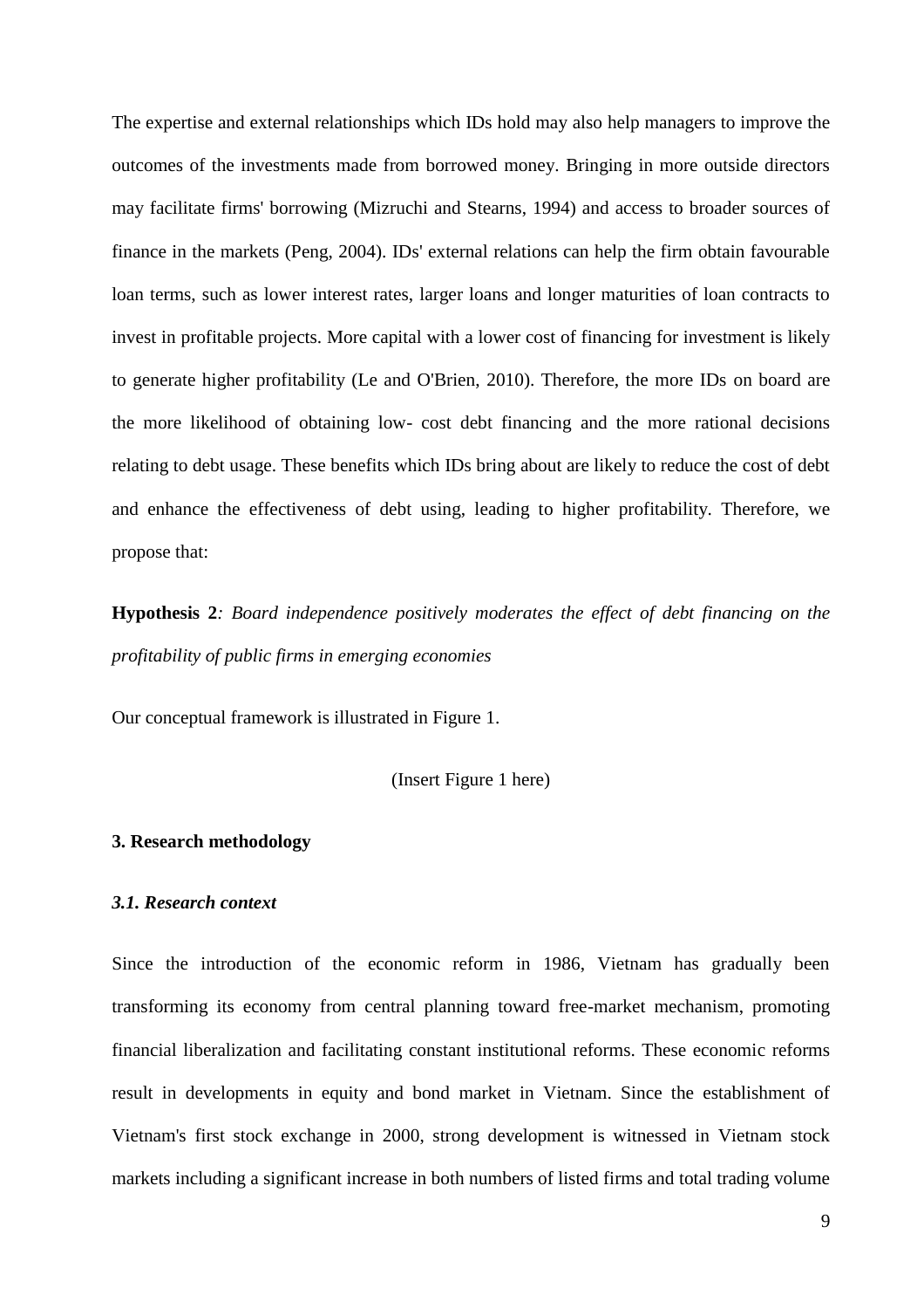The expertise and external relationships which IDs hold may also help managers to improve the outcomes of the investments made from borrowed money. Bringing in more outside directors may facilitate firms' borrowing (Mizruchi and Stearns, 1994) and access to broader sources of finance in the markets (Peng, 2004). IDs' external relations can help the firm obtain favourable loan terms, such as lower interest rates, larger loans and longer maturities of loan contracts to invest in profitable projects. More capital with a lower cost of financing for investment is likely to generate higher profitability (Le and O'Brien, 2010). Therefore, the more IDs on board are the more likelihood of obtaining low- cost debt financing and the more rational decisions relating to debt usage. These benefits which IDs bring about are likely to reduce the cost of debt and enhance the effectiveness of debt using, leading to higher profitability. Therefore, we propose that:

**Hypothesis 2***: Board independence positively moderates the effect of debt financing on the profitability of public firms in emerging economies*

Our conceptual framework is illustrated in Figure 1.

(Insert Figure 1 here)

## 3. Research methodology

### *3.1. Research context*

Since the introduction of the economic reform in 1986, Vietnam has gradually been transforming its economy from central planning toward free-market mechanism, promoting financial liberalization and facilitating constant institutional reforms. These economic reforms result in developments in equity and bond market in Vietnam. Since the establishment of Vietnam's first stock exchange in 2000, strong development is witnessed in Vietnam stock markets including a significant increase in both numbers of listed firms and total trading volume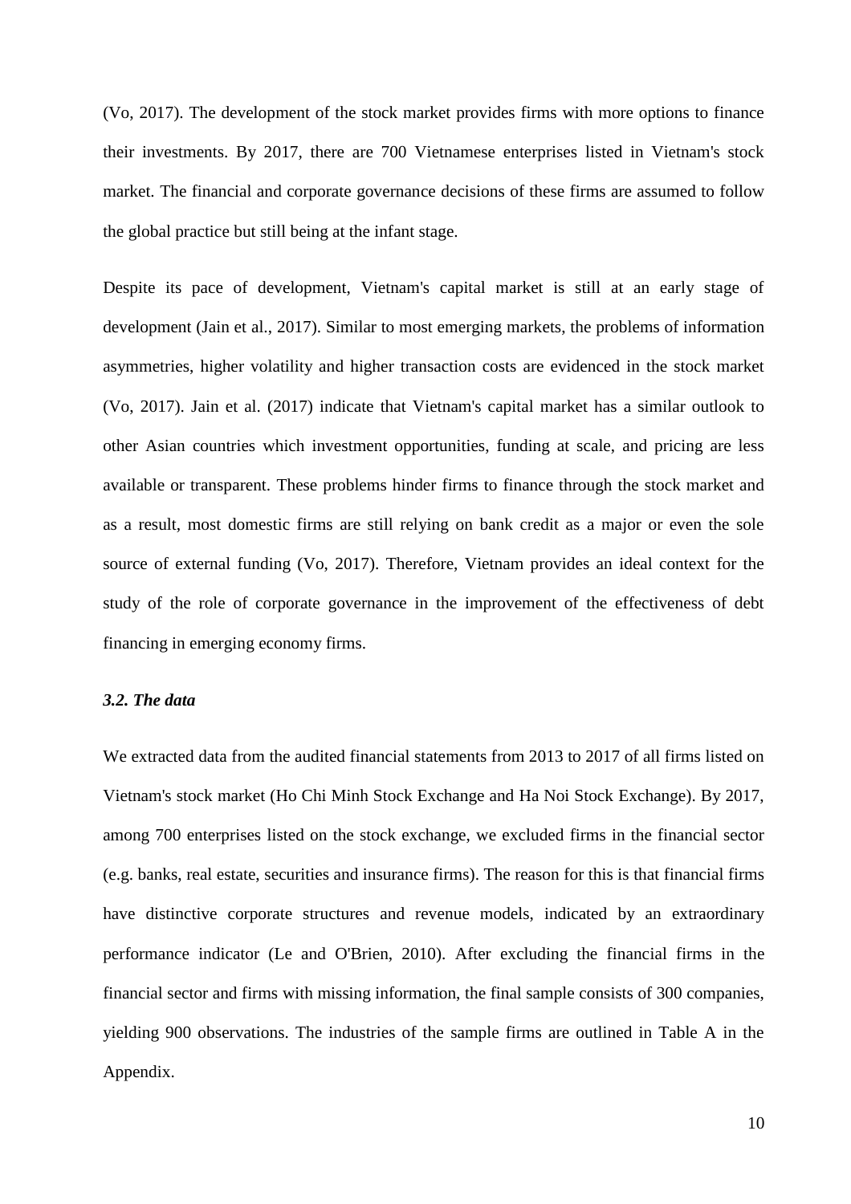(Vo, 2017). The development of the stock market provides firms with more options to finance their investments. By 2017, there are 700 Vietnamese enterprises listed in Vietnam's stock market. The financial and corporate governance decisions of these firms are assumed to follow the global practice but still being at the infant stage.

Despite its pace of development, Vietnam's capital market is still at an early stage of development (Jain et al., 2017). Similar to most emerging markets, the problems of information asymmetries, higher volatility and higher transaction costs are evidenced in the stock market (Vo, 2017). Jain et al. (2017) indicate that Vietnam's capital market has a similar outlook to other Asian countries which investment opportunities, funding at scale, and pricing are less available or transparent. These problems hinder firms to finance through the stock market and as a result, most domestic firms are still relying on bank credit as a major or even the sole source of external funding (Vo, 2017). Therefore, Vietnam provides an ideal context for the study of the role of corporate governance in the improvement of the effectiveness of debt financing in emerging economy firms.

### *3.2. The data*

We extracted data from the audited financial statements from 2013 to 2017 of all firms listed on Vietnam's stock market (Ho Chi Minh Stock Exchange and Ha Noi Stock Exchange). By 2017, among 700 enterprises listed on the stock exchange, we excluded firms in the financial sector (e.g. banks, real estate, securities and insurance firms). The reason for this is that financial firms have distinctive corporate structures and revenue models, indicated by an extraordinary performance indicator (Le and O'Brien, 2010). After excluding the financial firms in the financial sector and firms with missing information, the final sample consists of 300 companies, yielding 900 observations. The industries of the sample firms are outlined in Table A in the Appendix.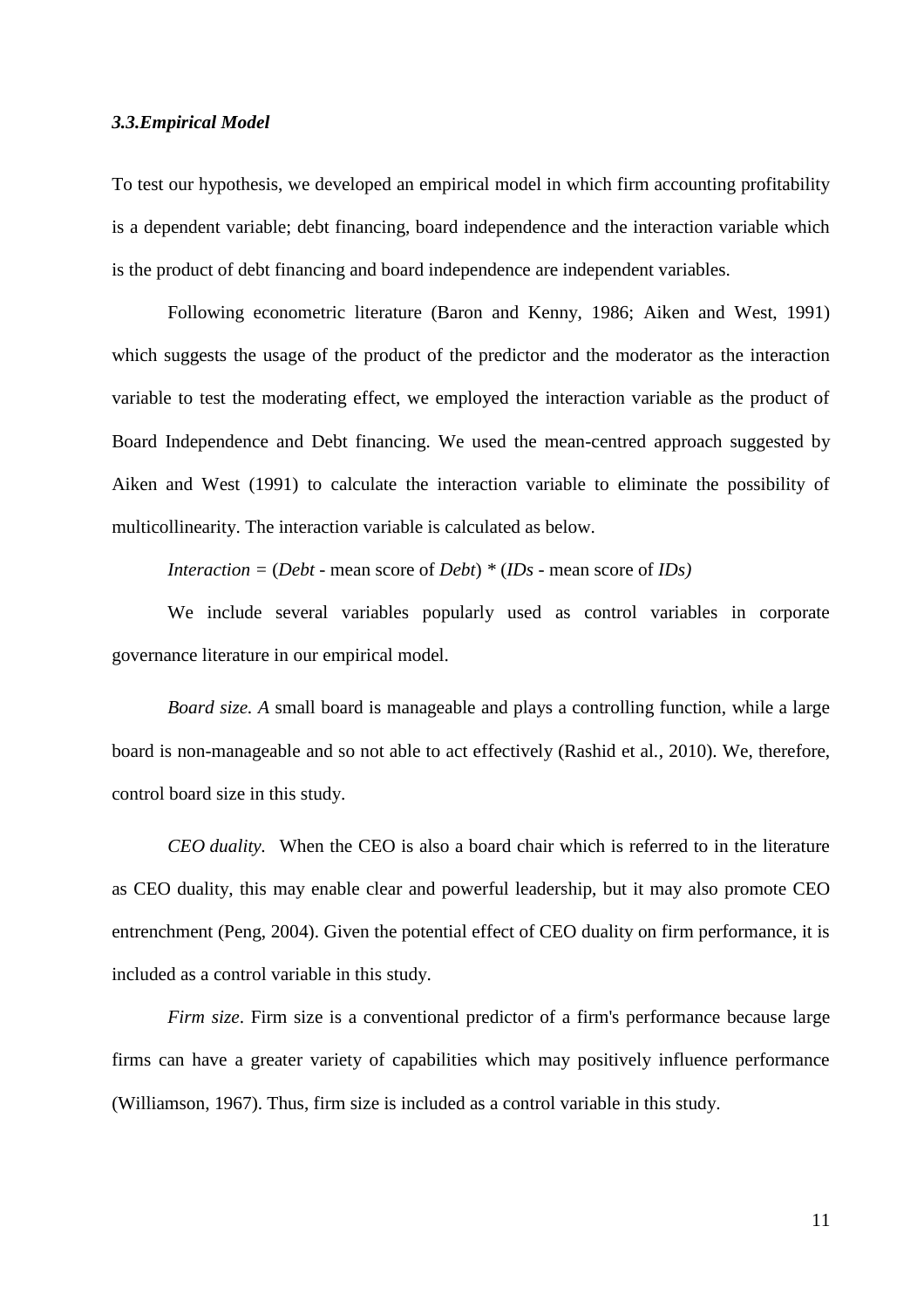### *3.3.Empirical Model*

To test our hypothesis, we developed an empirical model in which firm accounting profitability is a dependent variable; debt financing, board independence and the interaction variable which is the product of debt financing and board independence are independent variables.

Following econometric literature (Baron and Kenny, 1986; Aiken and West, 1991) which suggests the usage of the product of the predictor and the moderator as the interaction variable to test the moderating effect, we employed the interaction variable as the product of Board Independence and Debt financing. We used the mean-centred approach suggested by Aiken and West (1991) to calculate the interaction variable to eliminate the possibility of multicollinearity. The interaction variable is calculated as below.

*Interaction* = (*Debt* - mean score of *Debt*) * (*IDs* - mean score of *IDs)*

We include several variables popularly used as control variables in corporate governance literature in our empirical model.

*Board size. A* small board is manageable and plays a controlling function, while a large board is non-manageable and so not able to act effectively (Rashid et al., 2010). We, therefore, control board size in this study.

*CEO duality.* When the CEO is also a board chair which is referred to in the literature as CEO duality, this may enable clear and powerful leadership, but it may also promote CEO entrenchment (Peng, 2004). Given the potential effect of CEO duality on firm performance, it is included as a control variable in this study.

*Firm size*. Firm size is a conventional predictor of a firm's performance because large firms can have a greater variety of capabilities which may positively influence performance (Williamson, 1967). Thus, firm size is included as a control variable in this study.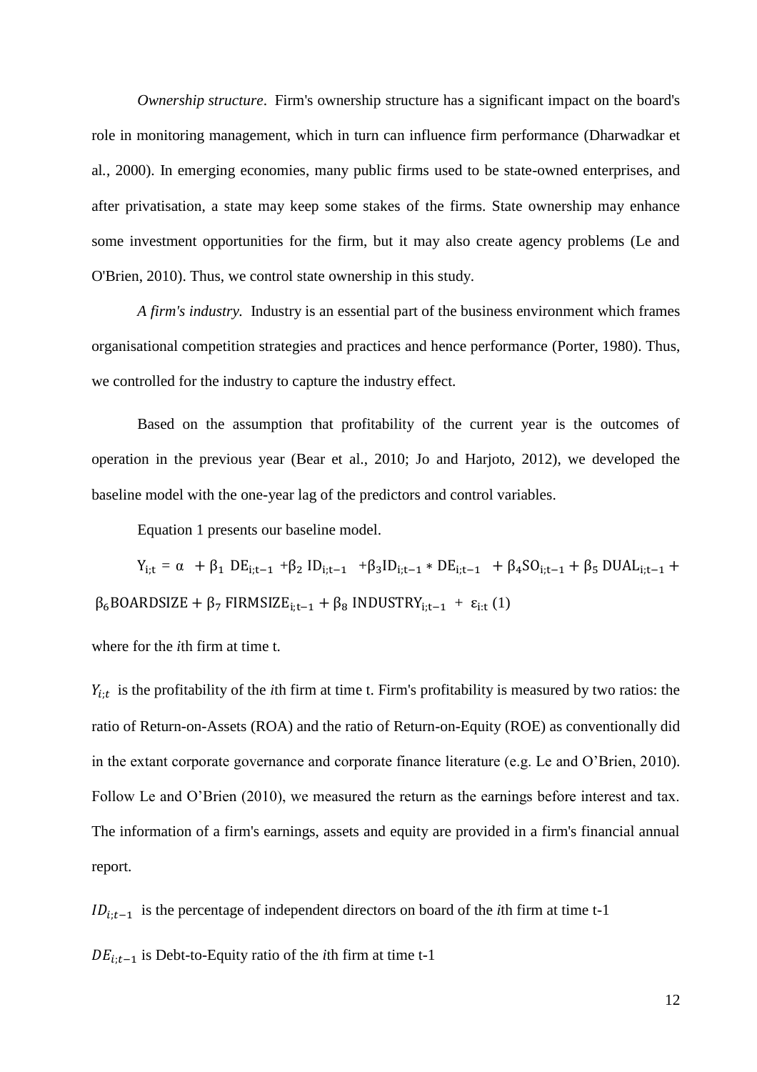*Ownership structure*. Firm's ownership structure has a significant impact on the board's role in monitoring management, which in turn can influence firm performance (Dharwadkar et al., 2000). In emerging economies, many public firms used to be state-owned enterprises, and after privatisation, a state may keep some stakes of the firms. State ownership may enhance some investment opportunities for the firm, but it may also create agency problems (Le and O'Brien, 2010). Thus, we control state ownership in this study.

*A firm's industry.* Industry is an essential part of the business environment which frames organisational competition strategies and practices and hence performance (Porter, 1980). Thus, we controlled for the industry to capture the industry effect.

Based on the assumption that profitability of the current year is the outcomes of operation in the previous year (Bear et al., 2010; Jo and Harjoto, 2012), we developed the baseline model with the one-year lag of the predictors and control variables.

Equation 1 presents our baseline model.

$$Y_{i;t} = \alpha + \beta_1 \, DE_{i;t-1} + \beta_2 \, ID_{i;t-1} + \beta_3 ID_{i;t-1} * DE_{i;t-1} + \beta_4 SO_{i;t-1} + \beta_5 \, DUAL_{i;t-1} + \beta_6 BOARDSIZE + \beta_7 \, FIRMSIZE_{i;t-1} + \beta_8 \, INDUSTRY_{i;t-1} + \varepsilon_{i:t} \quad (1)$$

where for the *i*th firm at time t.

$Y_{i;t}$ is the profitability of the *i*th firm at time t. Firm's profitability is measured by two ratios: the ratio of Return-on-Assets (ROA) and the ratio of Return-on-Equity (ROE) as conventionally did in the extant corporate governance and corporate finance literature (e.g. Le and O'Brien, 2010). Follow Le and O'Brien (2010), we measured the return as the earnings before interest and tax. The information of a firm's earnings, assets and equity are provided in a firm's financial annual report.

$ID_{i;t-1}$ is the percentage of independent directors on board of the *i*th firm at time t-1

$DE_{i;t-1}$ is Debt-to-Equity ratio of the *i*th firm at time t-1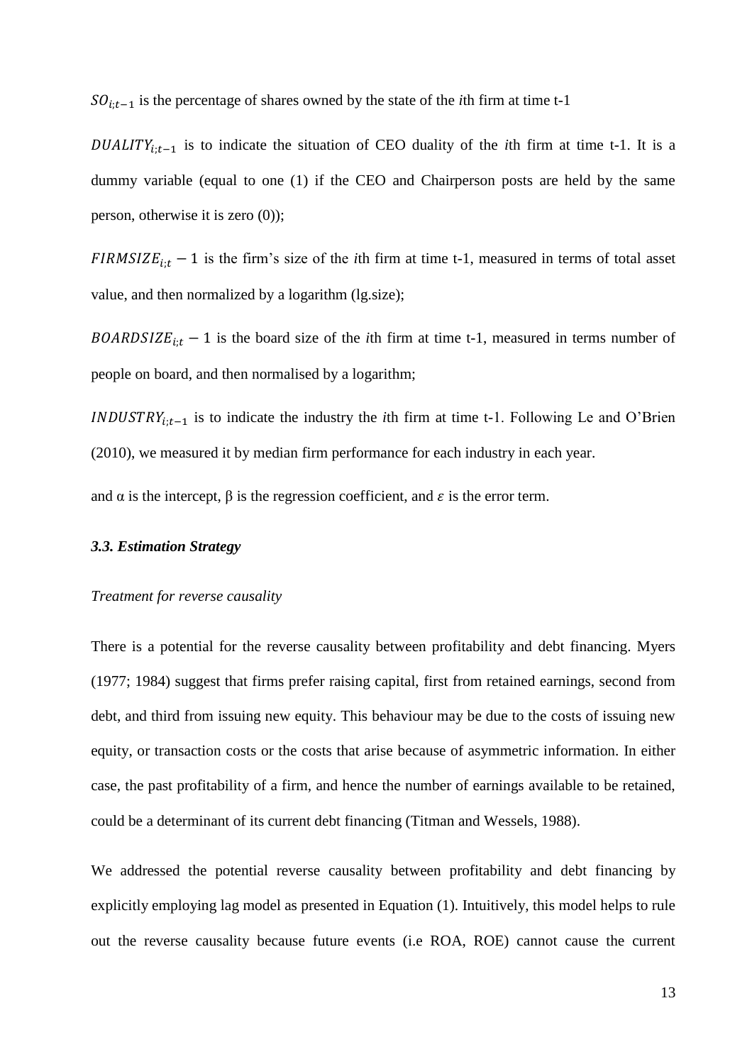$SO_{i;t-1}$ is the percentage of shares owned by the state of the *i*th firm at time t-1

$DUALITY_{i;t-1}$ is to indicate the situation of CEO duality of the *i*th firm at time t-1. It is a dummy variable (equal to one (1) if the CEO and Chairperson posts are held by the same person, otherwise it is zero (0));

$FIRMSIZE_{i;t} - 1$ is the firm's size of the *i*th firm at time t-1, measured in terms of total asset value, and then normalized by a logarithm (lg.size);

$BOARDSIZE_{i;t} - 1$ is the board size of the *i*th firm at time t-1, measured in terms number of people on board, and then normalised by a logarithm;

$INDUSTRY_{i;t-1}$ is to indicate the industry the *i*th firm at time t-1. Following Le and O'Brien (2010), we measured it by median firm performance for each industry in each year.

and α is the intercept, β is the regression coefficient, and $\varepsilon$ is the error term.

### *3.3. Estimation Strategy*

*Treatment for reverse causality*

There is a potential for the reverse causality between profitability and debt financing. Myers (1977; 1984) suggest that firms prefer raising capital, first from retained earnings, second from debt, and third from issuing new equity. This behaviour may be due to the costs of issuing new equity, or transaction costs or the costs that arise because of asymmetric information. In either case, the past profitability of a firm, and hence the number of earnings available to be retained, could be a determinant of its current debt financing (Titman and Wessels, 1988).

We addressed the potential reverse causality between profitability and debt financing by explicitly employing lag model as presented in Equation (1). Intuitively, this model helps to rule out the reverse causality because future events (i.e ROA, ROE) cannot cause the current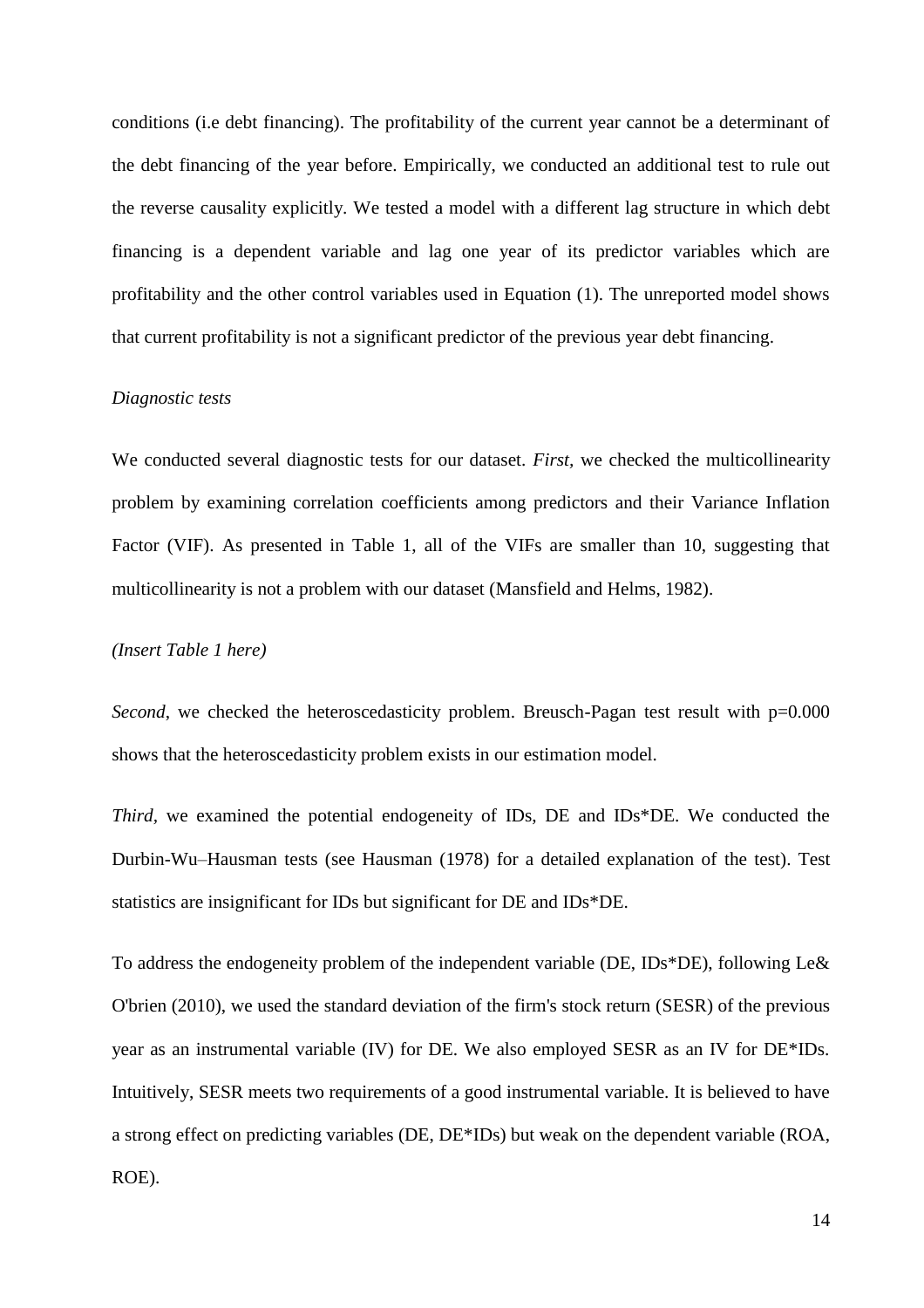conditions (i.e debt financing). The profitability of the current year cannot be a determinant of the debt financing of the year before. Empirically, we conducted an additional test to rule out the reverse causality explicitly. We tested a model with a different lag structure in which debt financing is a dependent variable and lag one year of its predictor variables which are profitability and the other control variables used in Equation (1). The unreported model shows that current profitability is not a significant predictor of the previous year debt financing.

*Diagnostic tests*

We conducted several diagnostic tests for our dataset. *First*, we checked the multicollinearity problem by examining correlation coefficients among predictors and their Variance Inflation Factor (VIF). As presented in Table 1, all of the VIFs are smaller than 10, suggesting that multicollinearity is not a problem with our dataset (Mansfield and Helms, 1982).

*(Insert Table 1 here)*

*Second*, we checked the heteroscedasticity problem. Breusch-Pagan test result with $p=0.000$ shows that the heteroscedasticity problem exists in our estimation model.

*Third*, we examined the potential endogeneity of IDs, DE and IDs*DE. We conducted the Durbin-Wu–Hausman tests (see Hausman (1978) for a detailed explanation of the test). Test statistics are insignificant for IDs but significant for DE and IDs*DE.

To address the endogeneity problem of the independent variable (DE, IDs*DE), following Le& O'brien (2010), we used the standard deviation of the firm's stock return (SESR) of the previous year as an instrumental variable (IV) for DE. We also employed SESR as an IV for DE*IDs. Intuitively, SESR meets two requirements of a good instrumental variable. It is believed to have a strong effect on predicting variables (DE, DE*IDs) but weak on the dependent variable (ROA, ROE).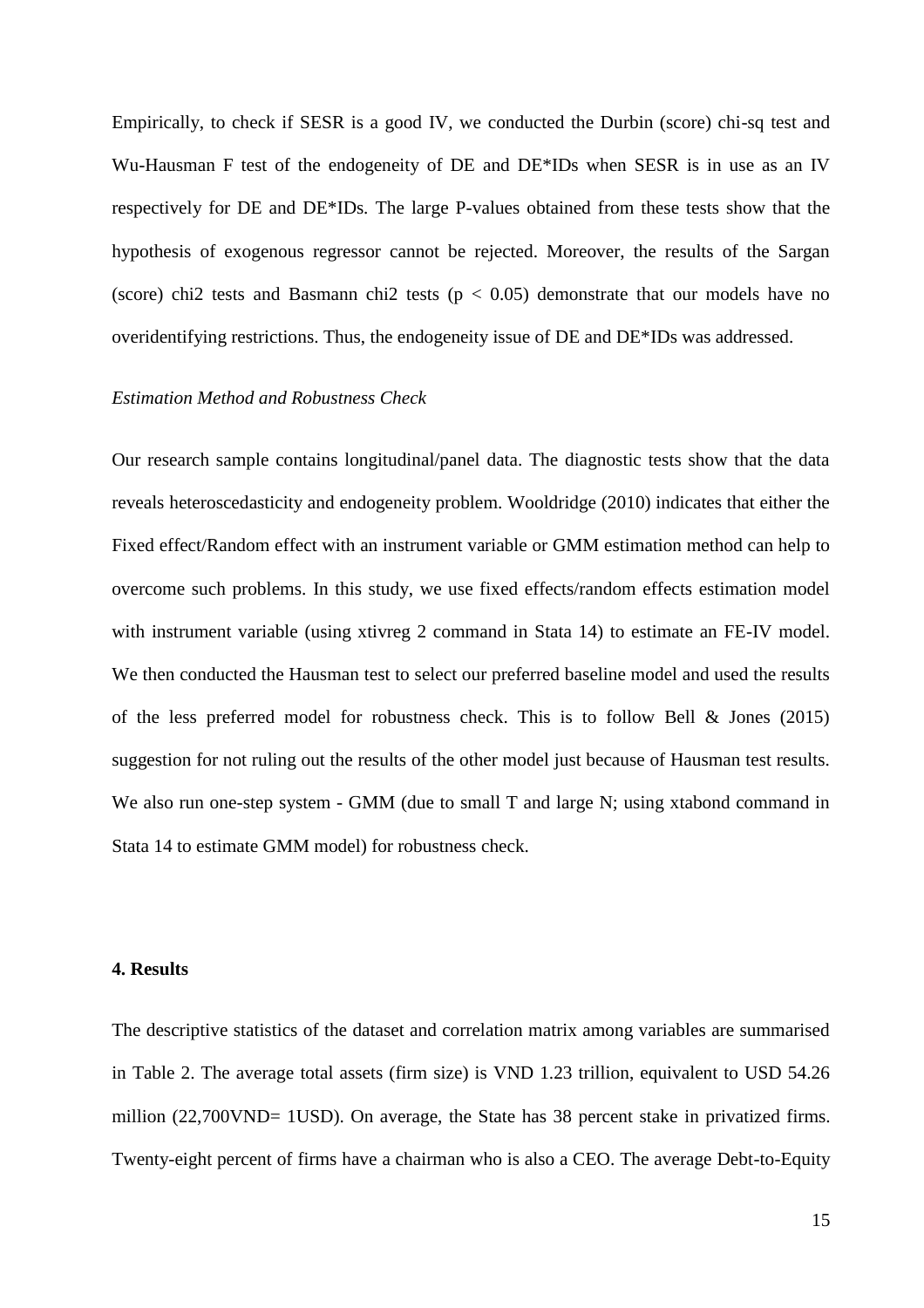Empirically, to check if SESR is a good IV, we conducted the Durbin (score) chi-sq test and Wu-Hausman F test of the endogeneity of DE and DE*IDs when SESR is in use as an IV respectively for DE and DE*IDs. The large P-values obtained from these tests show that the hypothesis of exogenous regressor cannot be rejected. Moreover, the results of the Sargan (score) chi2 tests and Basmann chi2 tests ($p < 0.05$) demonstrate that our models have no overidentifying restrictions. Thus, the endogeneity issue of DE and DE*IDs was addressed.

*Estimation Method and Robustness Check*

Our research sample contains longitudinal/panel data. The diagnostic tests show that the data reveals heteroscedasticity and endogeneity problem. Wooldridge (2010) indicates that either the Fixed effect/Random effect with an instrument variable or GMM estimation method can help to overcome such problems. In this study, we use fixed effects/random effects estimation model with instrument variable (using xtivreg 2 command in Stata 14) to estimate an FE-IV model. We then conducted the Hausman test to select our preferred baseline model and used the results of the less preferred model for robustness check. This is to follow Bell & Jones (2015) suggestion for not ruling out the results of the other model just because of Hausman test results. We also run one-step system - GMM (due to small T and large N; using xtabond command in Stata 14 to estimate GMM model) for robustness check.

## 4. Results

The descriptive statistics of the dataset and correlation matrix among variables are summarised in Table 2. The average total assets (firm size) is VND 1.23 trillion, equivalent to USD 54.26 million (22,700VND= 1USD). On average, the State has 38 percent stake in privatized firms. Twenty-eight percent of firms have a chairman who is also a CEO. The average Debt-to-Equity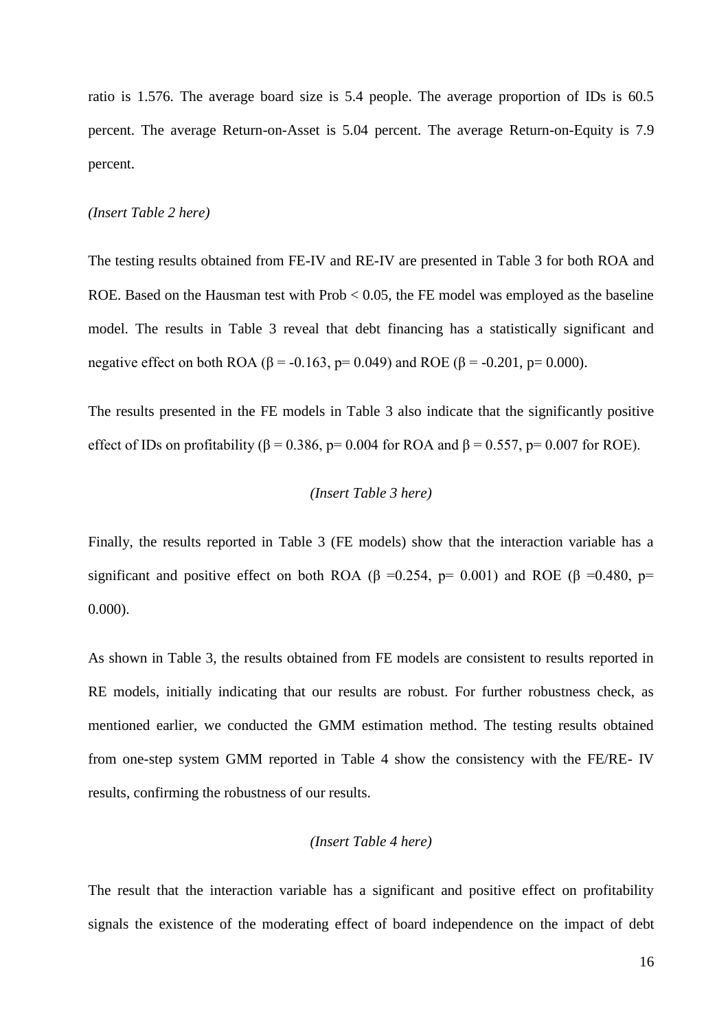ratio is 1.576. The average board size is 5.4 people. The average proportion of IDs is 60.5 percent. The average Return-on-Asset is 5.04 percent. The average Return-on-Equity is 7.9 percent.

*(Insert Table 2 here)*

The testing results obtained from FE-IV and RE-IV are presented in Table 3 for both ROA and ROE. Based on the Hausman test with Prob $< 0.05$, the FE model was employed as the baseline model. The results in Table 3 reveal that debt financing has a statistically significant and negative effect on both ROA ($\beta = -0.163$, $p = 0.049$) and ROE ($\beta = -0.201$, $p = 0.000$).

The results presented in the FE models in Table 3 also indicate that the significantly positive effect of IDs on profitability ($\beta = 0.386$, $p = 0.004$ for ROA and $\beta = 0.557$, $p = 0.007$ for ROE).

*(Insert Table 3 here)*

Finally, the results reported in Table 3 (FE models) show that the interaction variable has a significant and positive effect on both ROA ($\beta = 0.254$, $p = 0.001$) and ROE ($\beta = 0.480$, $p = 0.000$).

As shown in Table 3, the results obtained from FE models are consistent to results reported in RE models, initially indicating that our results are robust. For further robustness check, as mentioned earlier, we conducted the GMM estimation method. The testing results obtained from one-step system GMM reported in Table 4 show the consistency with the FE/RE- IV results, confirming the robustness of our results.

*(Insert Table 4 here)*

The result that the interaction variable has a significant and positive effect on profitability signals the existence of the moderating effect of board independence on the impact of debt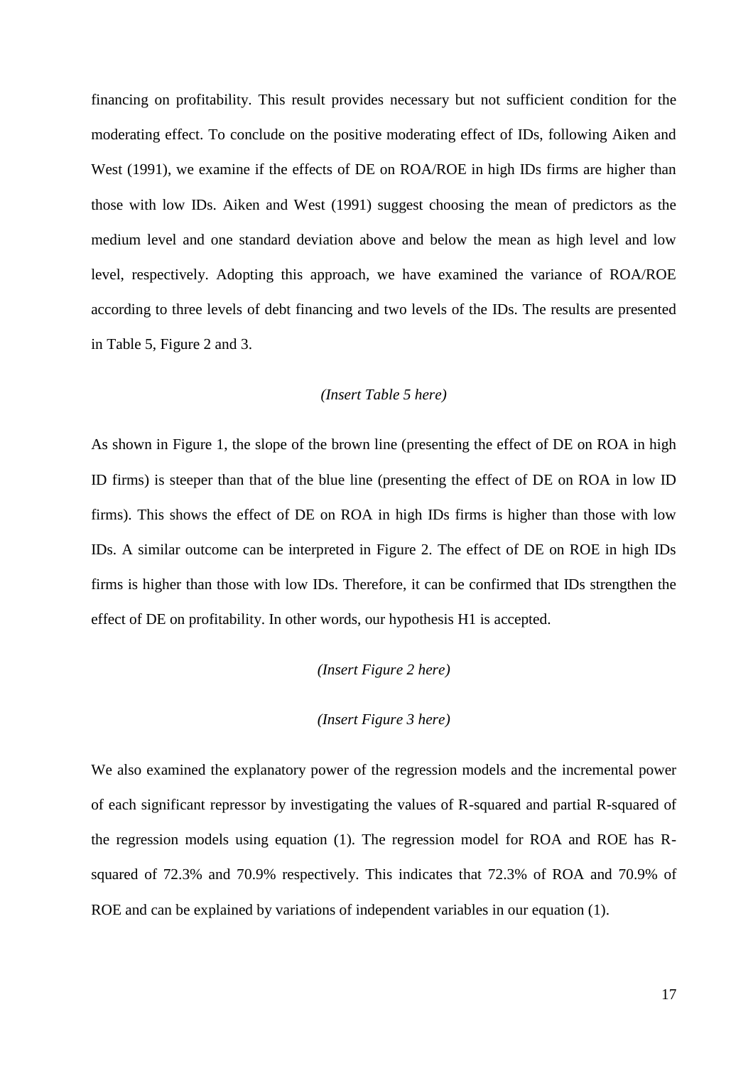financing on profitability. This result provides necessary but not sufficient condition for the moderating effect. To conclude on the positive moderating effect of IDs, following Aiken and West (1991), we examine if the effects of DE on ROA/ROE in high IDs firms are higher than those with low IDs. Aiken and West (1991) suggest choosing the mean of predictors as the medium level and one standard deviation above and below the mean as high level and low level, respectively. Adopting this approach, we have examined the variance of ROA/ROE according to three levels of debt financing and two levels of the IDs. The results are presented in Table 5, Figure 2 and 3.

*(Insert Table 5 here)*

As shown in Figure 1, the slope of the brown line (presenting the effect of DE on ROA in high ID firms) is steeper than that of the blue line (presenting the effect of DE on ROA in low ID firms). This shows the effect of DE on ROA in high IDs firms is higher than those with low IDs. A similar outcome can be interpreted in Figure 2. The effect of DE on ROE in high IDs firms is higher than those with low IDs. Therefore, it can be confirmed that IDs strengthen the effect of DE on profitability. In other words, our hypothesis H1 is accepted.

*(Insert Figure 2 here)*

*(Insert Figure 3 here)*

We also examined the explanatory power of the regression models and the incremental power of each significant repressor by investigating the values of R-squared and partial R-squared of the regression models using equation (1). The regression model for ROA and ROE has R-squared of 72.3% and 70.9% respectively. This indicates that 72.3% of ROA and 70.9% of ROE and can be explained by variations of independent variables in our equation (1).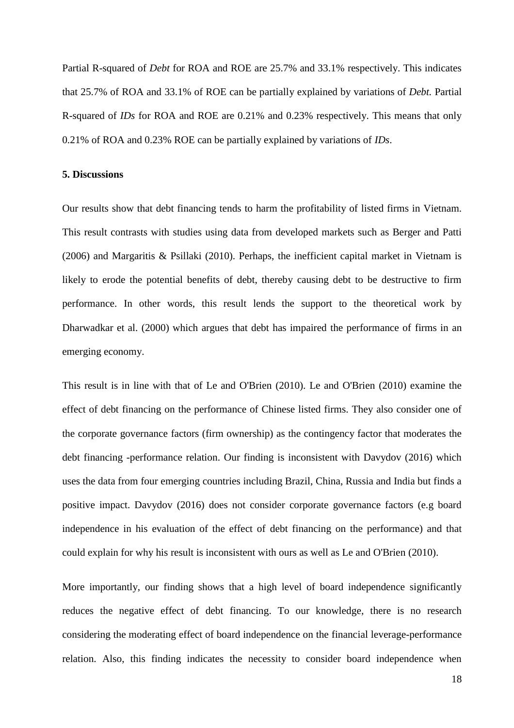Partial R-squared of *Debt* for ROA and ROE are 25.7% and 33.1% respectively. This indicates that 25.7% of ROA and 33.1% of ROE can be partially explained by variations of *Debt.* Partial R-squared of *IDs* for ROA and ROE are 0.21% and 0.23% respectively. This means that only 0.21% of ROA and 0.23% ROE can be partially explained by variations of *IDs*.

## 5. Discussions

Our results show that debt financing tends to harm the profitability of listed firms in Vietnam. This result contrasts with studies using data from developed markets such as Berger and Patti (2006) and Margaritis & Psillaki (2010). Perhaps, the inefficient capital market in Vietnam is likely to erode the potential benefits of debt, thereby causing debt to be destructive to firm performance. In other words, this result lends the support to the theoretical work by Dharwadkar et al. (2000) which argues that debt has impaired the performance of firms in an emerging economy.

This result is in line with that of Le and O'Brien (2010). Le and O'Brien (2010) examine the effect of debt financing on the performance of Chinese listed firms. They also consider one of the corporate governance factors (firm ownership) as the contingency factor that moderates the debt financing -performance relation. Our finding is inconsistent with Davydov (2016) which uses the data from four emerging countries including Brazil, China, Russia and India but finds a positive impact. Davydov (2016) does not consider corporate governance factors (e.g board independence in his evaluation of the effect of debt financing on the performance) and that could explain for why his result is inconsistent with ours as well as Le and O'Brien (2010).

More importantly, our finding shows that a high level of board independence significantly reduces the negative effect of debt financing. To our knowledge, there is no research considering the moderating effect of board independence on the financial leverage-performance relation. Also, this finding indicates the necessity to consider board independence when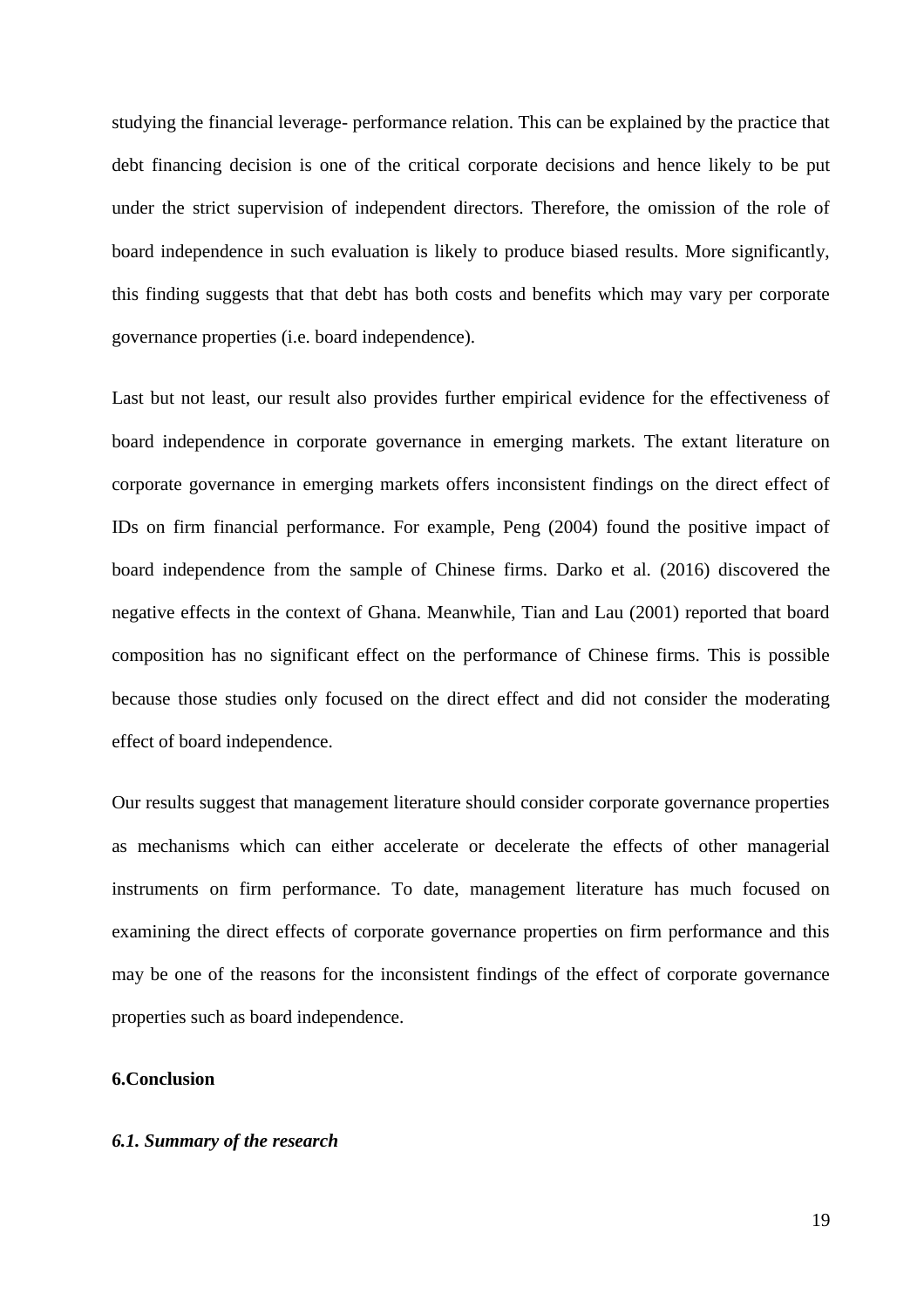studying the financial leverage- performance relation. This can be explained by the practice that debt financing decision is one of the critical corporate decisions and hence likely to be put under the strict supervision of independent directors. Therefore, the omission of the role of board independence in such evaluation is likely to produce biased results. More significantly, this finding suggests that that debt has both costs and benefits which may vary per corporate governance properties (i.e. board independence).

Last but not least, our result also provides further empirical evidence for the effectiveness of board independence in corporate governance in emerging markets. The extant literature on corporate governance in emerging markets offers inconsistent findings on the direct effect of IDs on firm financial performance. For example, Peng (2004) found the positive impact of board independence from the sample of Chinese firms. Darko et al. (2016) discovered the negative effects in the context of Ghana. Meanwhile, Tian and Lau (2001) reported that board composition has no significant effect on the performance of Chinese firms. This is possible because those studies only focused on the direct effect and did not consider the moderating effect of board independence.

Our results suggest that management literature should consider corporate governance properties as mechanisms which can either accelerate or decelerate the effects of other managerial instruments on firm performance. To date, management literature has much focused on examining the direct effects of corporate governance properties on firm performance and this may be one of the reasons for the inconsistent findings of the effect of corporate governance properties such as board independence.

## 6.Conclusion

### *6.1. Summary of the research*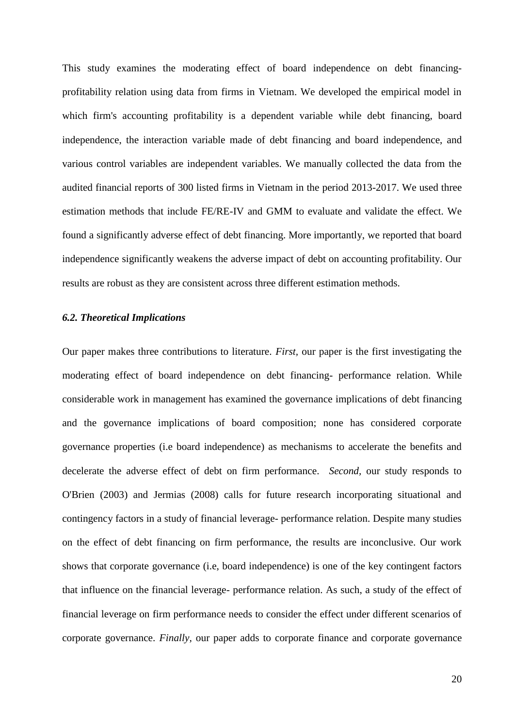This study examines the moderating effect of board independence on debt financing-profitability relation using data from firms in Vietnam. We developed the empirical model in which firm's accounting profitability is a dependent variable while debt financing, board independence, the interaction variable made of debt financing and board independence, and various control variables are independent variables. We manually collected the data from the audited financial reports of 300 listed firms in Vietnam in the period 2013-2017. We used three estimation methods that include FE/RE-IV and GMM to evaluate and validate the effect. We found a significantly adverse effect of debt financing. More importantly, we reported that board independence significantly weakens the adverse impact of debt on accounting profitability. Our results are robust as they are consistent across three different estimation methods.

### *6.2. Theoretical Implications*

Our paper makes three contributions to literature. *First*, our paper is the first investigating the moderating effect of board independence on debt financing- performance relation. While considerable work in management has examined the governance implications of debt financing and the governance implications of board composition; none has considered corporate governance properties (i.e board independence) as mechanisms to accelerate the benefits and decelerate the adverse effect of debt on firm performance. *Second,* our study responds to O'Brien (2003) and Jermias (2008) calls for future research incorporating situational and contingency factors in a study of financial leverage- performance relation. Despite many studies on the effect of debt financing on firm performance, the results are inconclusive. Our work shows that corporate governance (i.e, board independence) is one of the key contingent factors that influence on the financial leverage- performance relation. As such, a study of the effect of financial leverage on firm performance needs to consider the effect under different scenarios of corporate governance. *Finally*, our paper adds to corporate finance and corporate governance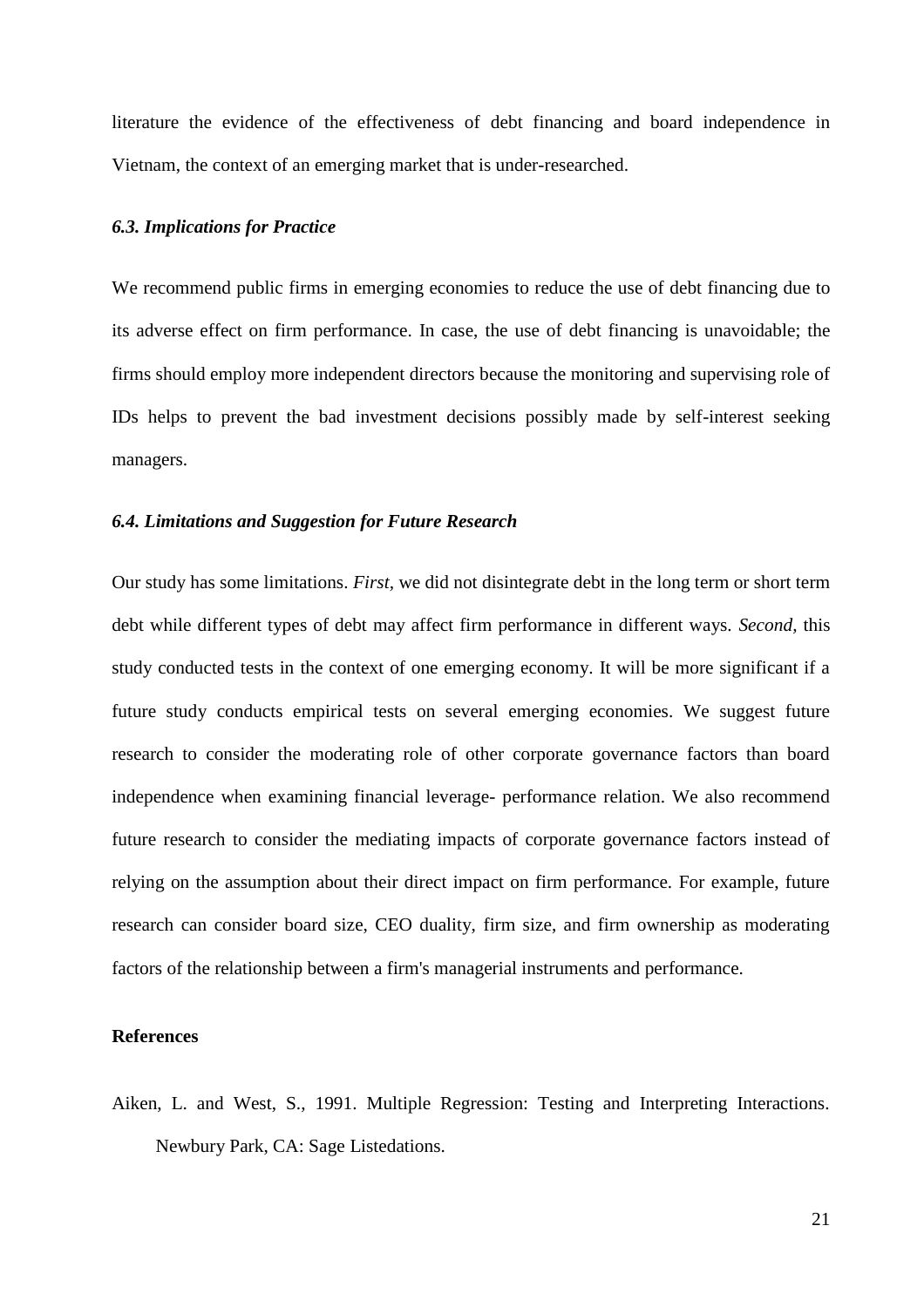literature the evidence of the effectiveness of debt financing and board independence in Vietnam, the context of an emerging market that is under-researched.

### *6.3. Implications for Practice*

We recommend public firms in emerging economies to reduce the use of debt financing due to its adverse effect on firm performance. In case, the use of debt financing is unavoidable; the firms should employ more independent directors because the monitoring and supervising role of IDs helps to prevent the bad investment decisions possibly made by self-interest seeking managers.

### *6.4. Limitations and Suggestion for Future Research*

Our study has some limitations. *First,* we did not disintegrate debt in the long term or short term debt while different types of debt may affect firm performance in different ways. *Second,* this study conducted tests in the context of one emerging economy. It will be more significant if a future study conducts empirical tests on several emerging economies. We suggest future research to consider the moderating role of other corporate governance factors than board independence when examining financial leverage- performance relation. We also recommend future research to consider the mediating impacts of corporate governance factors instead of relying on the assumption about their direct impact on firm performance. For example, future research can consider board size, CEO duality, firm size, and firm ownership as moderating factors of the relationship between a firm's managerial instruments and performance.

## References

Aiken, L. and West, S., 1991. Multiple Regression: Testing and Interpreting Interactions. Newbury Park, CA: Sage Listedations.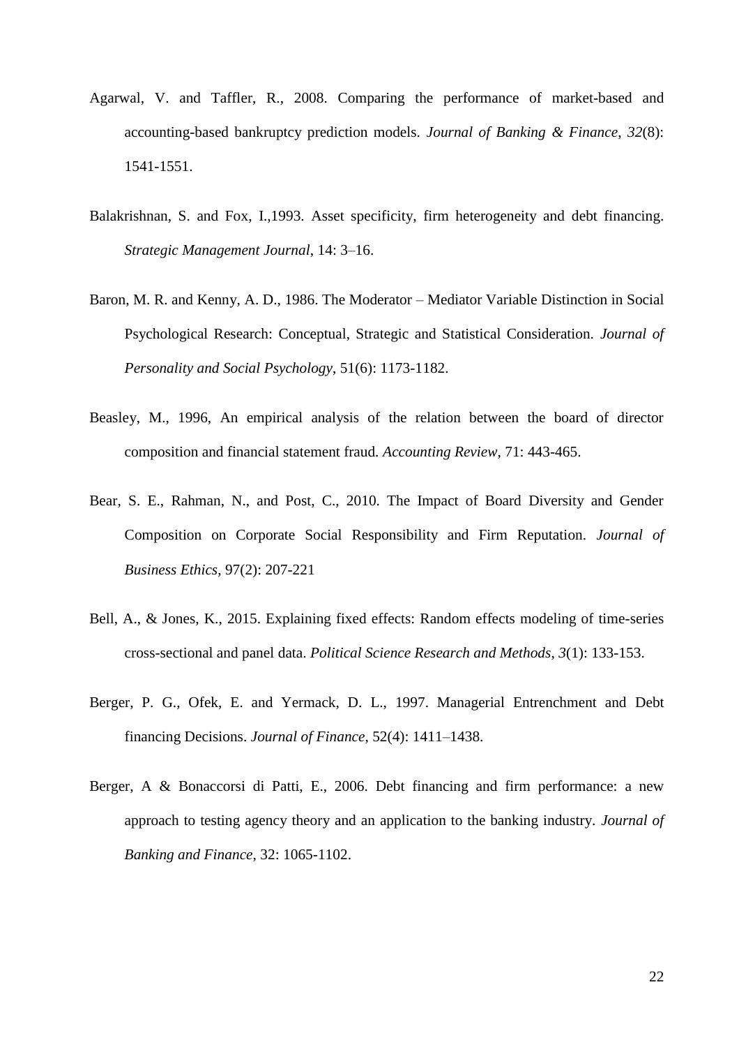Agarwal, V. and Taffler, R., 2008. Comparing the performance of market-based and accounting-based bankruptcy prediction models. *Journal of Banking & Finance*, *32*(8): 1541-1551.

Balakrishnan, S. and Fox, I.,1993. Asset specificity, firm heterogeneity and debt financing. *Strategic Management Journal*, 14: 3–16.

Baron, M. R. and Kenny, A. D., 1986. The Moderator – Mediator Variable Distinction in Social Psychological Research: Conceptual, Strategic and Statistical Consideration. *Journal of Personality and Social Psychology*, 51(6): 1173-1182.

Beasley, M., 1996, An empirical analysis of the relation between the board of director composition and financial statement fraud. *Accounting Review*, 71: 443-465.

Bear, S. E., Rahman, N., and Post, C., 2010. The Impact of Board Diversity and Gender Composition on Corporate Social Responsibility and Firm Reputation. *Journal of Business Ethics*, 97(2): 207-221

Bell, A., & Jones, K., 2015. Explaining fixed effects: Random effects modeling of time-series cross-sectional and panel data. *Political Science Research and Methods*, *3*(1): 133-153.

Berger, P. G., Ofek, E. and Yermack, D. L., 1997. Managerial Entrenchment and Debt financing Decisions. *Journal of Finance*, 52(4): 1411–1438.

Berger, A & Bonaccorsi di Patti, E., 2006. Debt financing and firm performance: a new approach to testing agency theory and an application to the banking industry. *Journal of Banking and Finance*, 32: 1065-1102.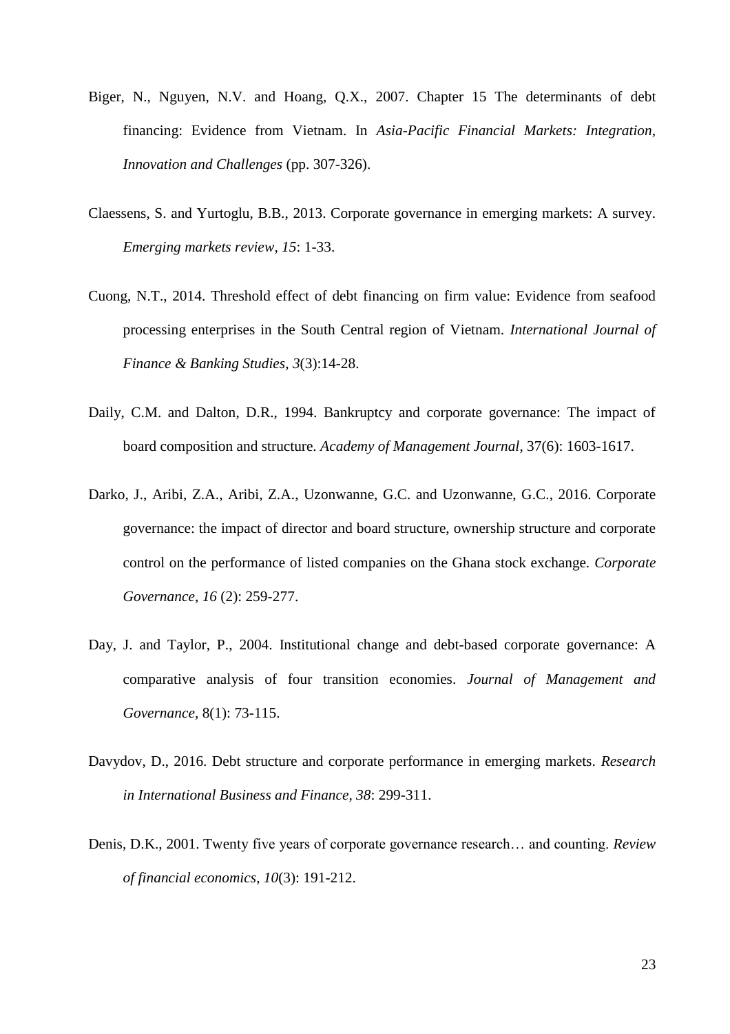Biger, N., Nguyen, N.V. and Hoang, Q.X., 2007. Chapter 15 The determinants of debt financing: Evidence from Vietnam. In *Asia-Pacific Financial Markets: Integration, Innovation and Challenges* (pp. 307-326).

Claessens, S. and Yurtoglu, B.B., 2013. Corporate governance in emerging markets: A survey. *Emerging markets review*, *15*: 1-33.

Cuong, N.T., 2014. Threshold effect of debt financing on firm value: Evidence from seafood processing enterprises in the South Central region of Vietnam. *International Journal of Finance & Banking Studies*, *3*(3):14-28.

Daily, C.M. and Dalton, D.R., 1994. Bankruptcy and corporate governance: The impact of board composition and structure. *Academy of Management Journal*, 37(6): 1603-1617.

Darko, J., Aribi, Z.A., Aribi, Z.A., Uzonwanne, G.C. and Uzonwanne, G.C., 2016. Corporate governance: the impact of director and board structure, ownership structure and corporate control on the performance of listed companies on the Ghana stock exchange. *Corporate Governance*, *16* (2): 259-277.

Day, J. and Taylor, P., 2004. Institutional change and debt-based corporate governance: A comparative analysis of four transition economies. *Journal of Management and Governance*, 8(1): 73-115.

Davydov, D., 2016. Debt structure and corporate performance in emerging markets. *Research in International Business and Finance*, *38*: 299-311.

Denis, D.K., 2001. Twenty five years of corporate governance research… and counting. *Review of financial economics*, *10*(3): 191-212.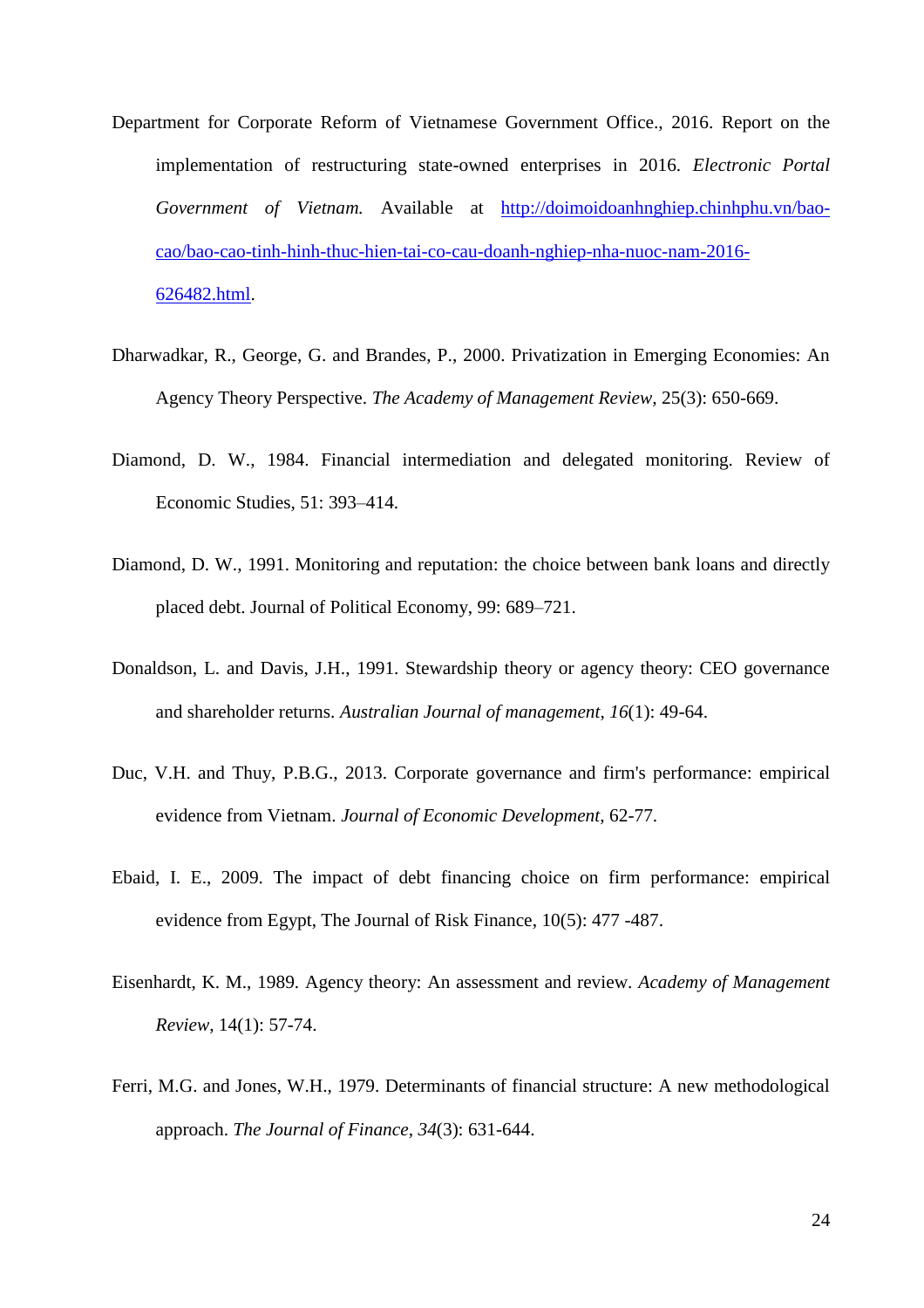Department for Corporate Reform of Vietnamese Government Office., 2016. Report on the implementation of restructuring state-owned enterprises in 2016. *Electronic Portal Government of Vietnam.* Available at http://doimoidoanhnghiep.chinhphu.vn/bao-cao/bao-cao-tinh-hinh-thuc-hien-tai-co-cau-doanh-nghiep-nha-nuoc-nam-2016-626482.html.

Dharwadkar, R., George, G. and Brandes, P., 2000. Privatization in Emerging Economies: An Agency Theory Perspective. *The Academy of Management Review*, 25(3): 650-669.

Diamond, D. W., 1984. Financial intermediation and delegated monitoring. Review of Economic Studies, 51: 393–414.

Diamond, D. W., 1991. Monitoring and reputation: the choice between bank loans and directly placed debt. Journal of Political Economy, 99: 689–721.

Donaldson, L. and Davis, J.H., 1991. Stewardship theory or agency theory: CEO governance and shareholder returns. *Australian Journal of management*, *16*(1): 49-64.

Duc, V.H. and Thuy, P.B.G., 2013. Corporate governance and firm's performance: empirical evidence from Vietnam. *Journal of Economic Development*, 62-77.

Ebaid, I. E., 2009. The impact of debt financing choice on firm performance: empirical evidence from Egypt, The Journal of Risk Finance, 10(5): 477 -487.

Eisenhardt, K. M., 1989. Agency theory: An assessment and review. *Academy of Management Review*, 14(1): 57-74.

Ferri, M.G. and Jones, W.H., 1979. Determinants of financial structure: A new methodological approach. *The Journal of Finance*, *34*(3): 631-644.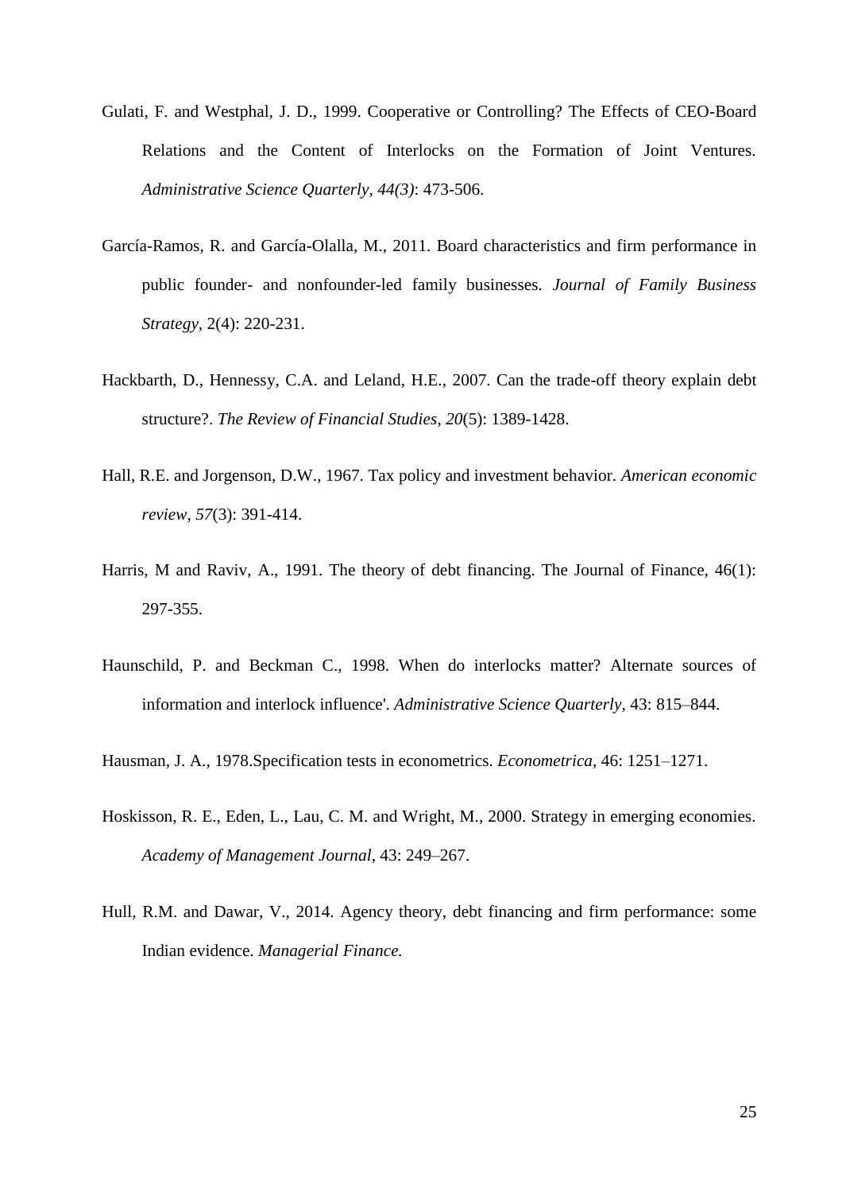Gulati, F. and Westphal, J. D., 1999. Cooperative or Controlling? The Effects of CEO-Board Relations and the Content of Interlocks on the Formation of Joint Ventures. *Administrative Science Quarterly, 44(3)*: 473-506.

García-Ramos, R. and García-Olalla, M., 2011. Board characteristics and firm performance in public founder- and nonfounder-led family businesses. *Journal of Family Business Strategy*, 2(4): 220-231.

Hackbarth, D., Hennessy, C.A. and Leland, H.E., 2007. Can the trade-off theory explain debt structure?. *The Review of Financial Studies*, *20*(5): 1389-1428.

Hall, R.E. and Jorgenson, D.W., 1967. Tax policy and investment behavior. *American economic review*, *57*(3): 391-414.

Harris, M and Raviv, A., 1991. The theory of debt financing. The Journal of Finance, 46(1): 297-355.

Haunschild, P. and Beckman C., 1998. When do interlocks matter? Alternate sources of information and interlock influence'. *Administrative Science Quarterly*, 43: 815–844.

Hausman, J. A., 1978.Specification tests in econometrics. *Econometrica*, 46: 1251–1271.

Hoskisson, R. E., Eden, L., Lau, C. M. and Wright, M., 2000. Strategy in emerging economies. *Academy of Management Journal*, 43: 249–267.

Hull, R.M. and Dawar, V., 2014. Agency theory, debt financing and firm performance: some Indian evidence. *Managerial Finance.*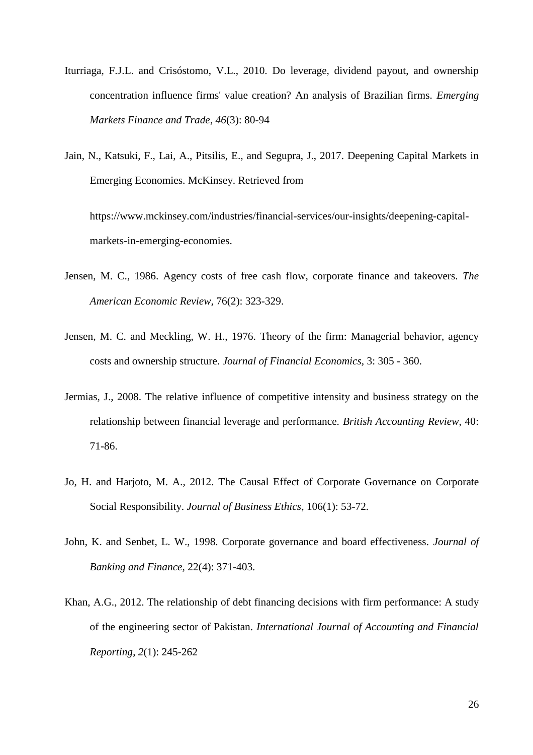Iturriaga, F.J.L. and Crisóstomo, V.L., 2010. Do leverage, dividend payout, and ownership concentration influence firms' value creation? An analysis of Brazilian firms. *Emerging Markets Finance and Trade*, *46*(3): 80-94

Jain, N., Katsuki, F., Lai, A., Pitsilis, E., and Segupra, J., 2017. Deepening Capital Markets in Emerging Economies. McKinsey. Retrieved from

https://www.mckinsey.com/industries/financial-services/our-insights/deepening-capital-markets-in-emerging-economies.

Jensen, M. C., 1986. Agency costs of free cash flow, corporate finance and takeovers. *The American Economic Review*, 76(2): 323-329.

Jensen, M. C. and Meckling, W. H., 1976. Theory of the firm: Managerial behavior, agency costs and ownership structure. *Journal of Financial Economics*, 3: 305 - 360.

Jermias, J., 2008. The relative influence of competitive intensity and business strategy on the relationship between financial leverage and performance. *British Accounting Review*, 40: 71-86.

Jo, H. and Harjoto, M. A., 2012. The Causal Effect of Corporate Governance on Corporate Social Responsibility. *Journal of Business Ethics*, 106(1): 53-72.

John, K. and Senbet, L. W., 1998. Corporate governance and board effectiveness. *Journal of Banking and Finance*, 22(4): 371-403.

Khan, A.G., 2012. The relationship of debt financing decisions with firm performance: A study of the engineering sector of Pakistan. *International Journal of Accounting and Financial Reporting*, *2*(1): 245-262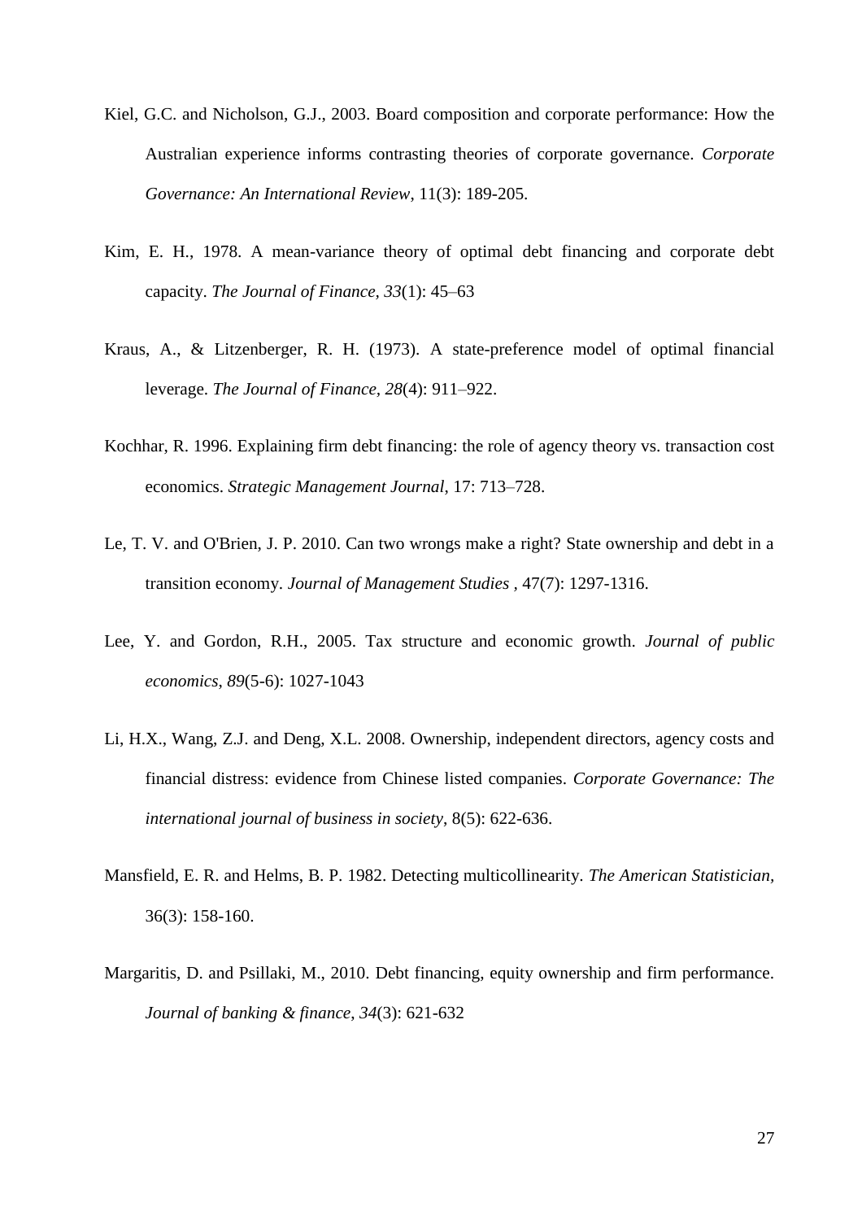Kiel, G.C. and Nicholson, G.J., 2003. Board composition and corporate performance: How the Australian experience informs contrasting theories of corporate governance. *Corporate Governance: An International Review*, 11(3): 189-205.

Kim, E. H., 1978. A mean-variance theory of optimal debt financing and corporate debt capacity. *The Journal of Finance*, *33*(1): 45–63

Kraus, A., & Litzenberger, R. H. (1973). A state-preference model of optimal financial leverage. *The Journal of Finance*, *28*(4): 911–922.

Kochhar, R. 1996. Explaining firm debt financing: the role of agency theory vs. transaction cost economics. *Strategic Management Journal*, 17: 713–728.

Le, T. V. and O'Brien, J. P. 2010. Can two wrongs make a right? State ownership and debt in a transition economy. *Journal of Management Studies* , 47(7): 1297-1316.

Lee, Y. and Gordon, R.H., 2005. Tax structure and economic growth. *Journal of public economics*, *89*(5-6): 1027-1043

Li, H.X., Wang, Z.J. and Deng, X.L. 2008. Ownership, independent directors, agency costs and financial distress: evidence from Chinese listed companies. *Corporate Governance: The international journal of business in society*, 8(5): 622-636.

Mansfield, E. R. and Helms, B. P. 1982. Detecting multicollinearity. *The American Statistician*, 36(3): 158-160.

Margaritis, D. and Psillaki, M., 2010. Debt financing, equity ownership and firm performance. *Journal of banking & finance*, *34*(3): 621-632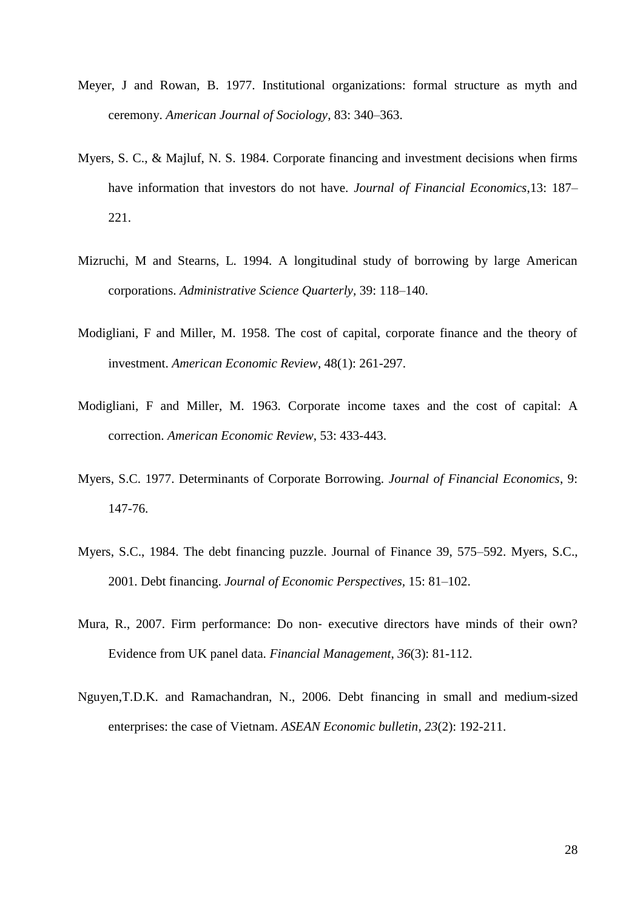Meyer, J and Rowan, B. 1977. Institutional organizations: formal structure as myth and ceremony. *American Journal of Sociology*, 83: 340–363.

Myers, S. C., & Majluf, N. S. 1984. Corporate financing and investment decisions when firms have information that investors do not have. *Journal of Financial Economics*,13: 187–221.

Mizruchi, M and Stearns, L. 1994. A longitudinal study of borrowing by large American corporations. *Administrative Science Quarterly*, 39: 118–140.

Modigliani, F and Miller, M. 1958. The cost of capital, corporate finance and the theory of investment. *American Economic Review*, 48(1): 261-297.

Modigliani, F and Miller, M. 1963. Corporate income taxes and the cost of capital: A correction. *American Economic Review*, 53: 433-443.

Myers, S.C. 1977. Determinants of Corporate Borrowing. *Journal of Financial Economics*, 9: 147-76.

Myers, S.C., 1984. The debt financing puzzle. Journal of Finance 39, 575–592. Myers, S.C., 2001. Debt financing. *Journal of Economic Perspectives*, 15: 81–102.

Mura, R., 2007. Firm performance: Do non‐ executive directors have minds of their own? Evidence from UK panel data. *Financial Management*, *36*(3): 81-112.

Nguyen,T.D.K. and Ramachandran, N., 2006. Debt financing in small and medium-sized enterprises: the case of Vietnam. *ASEAN Economic bulletin*, *23*(2): 192-211.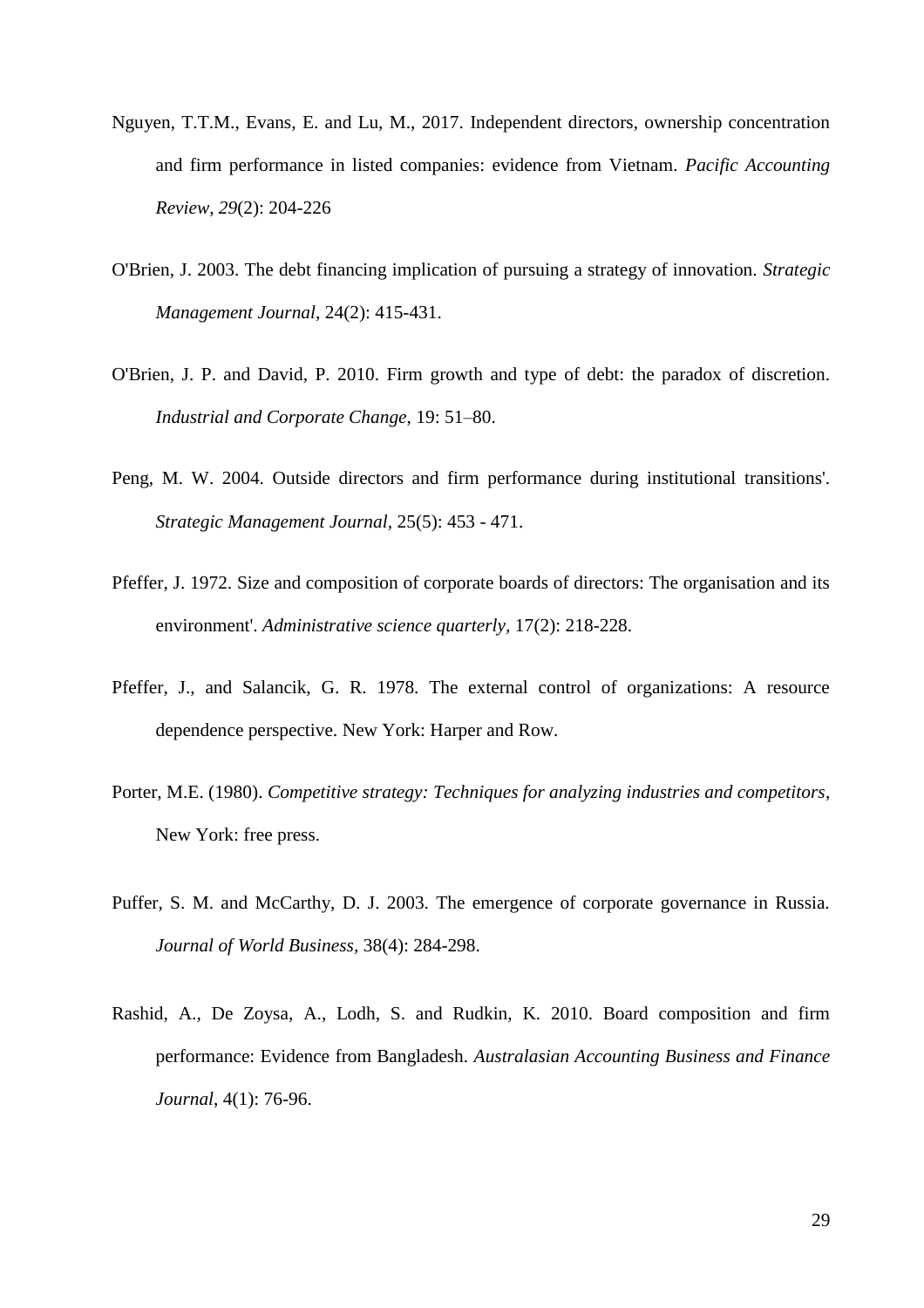Nguyen, T.T.M., Evans, E. and Lu, M., 2017. Independent directors, ownership concentration and firm performance in listed companies: evidence from Vietnam. *Pacific Accounting Review*, *29*(2): 204-226

O'Brien, J. 2003. The debt financing implication of pursuing a strategy of innovation. *Strategic Management Journal*, 24(2): 415-431.

O'Brien, J. P. and David, P. 2010. Firm growth and type of debt: the paradox of discretion. *Industrial and Corporate Change*, 19: 51–80.

Peng, M. W. 2004. Outside directors and firm performance during institutional transitions'. *Strategic Management Journal*, 25(5): 453 - 471.

Pfeffer, J. 1972. Size and composition of corporate boards of directors: The organisation and its environment'. *Administrative science quarterly,* 17(2): 218-228.

Pfeffer, J., and Salancik, G. R. 1978. The external control of organizations: A resource dependence perspective. New York: Harper and Row.

Porter, M.E. (1980). *Competitive strategy: Techniques for analyzing industries and competitors*, New York: free press.

Puffer, S. M. and McCarthy, D. J. 2003. The emergence of corporate governance in Russia. *Journal of World Business*, 38(4): 284-298.

Rashid, A., De Zoysa, A., Lodh, S. and Rudkin, K. 2010. Board composition and firm performance: Evidence from Bangladesh. *Australasian Accounting Business and Finance Journal*, 4(1): 76-96.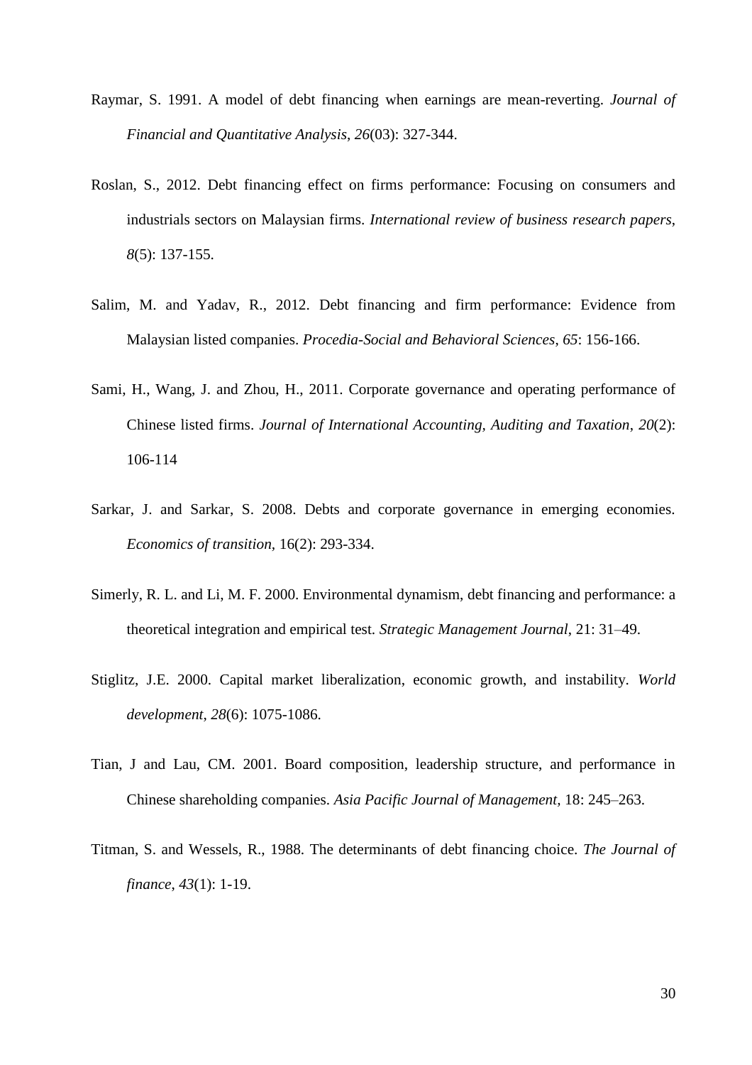Raymar, S. 1991. A model of debt financing when earnings are mean-reverting. *Journal of Financial and Quantitative Analysis*, *26*(03): 327-344.

Roslan, S., 2012. Debt financing effect on firms performance: Focusing on consumers and industrials sectors on Malaysian firms. *International review of business research papers*, *8*(5): 137-155.

Salim, M. and Yadav, R., 2012. Debt financing and firm performance: Evidence from Malaysian listed companies. *Procedia-Social and Behavioral Sciences*, *65*: 156-166.

Sami, H., Wang, J. and Zhou, H., 2011. Corporate governance and operating performance of Chinese listed firms. *Journal of International Accounting, Auditing and Taxation*, *20*(2): 106-114

Sarkar, J. and Sarkar, S. 2008. Debts and corporate governance in emerging economies. *Economics of transition*, 16(2): 293-334.

Simerly, R. L. and Li, M. F. 2000. Environmental dynamism, debt financing and performance: a theoretical integration and empirical test. *Strategic Management Journal*, 21: 31–49.

Stiglitz, J.E. 2000. Capital market liberalization, economic growth, and instability. *World development*, *28*(6): 1075-1086.

Tian, J and Lau, CM. 2001. Board composition, leadership structure, and performance in Chinese shareholding companies. *Asia Pacific Journal of Management*, 18: 245–263.

Titman, S. and Wessels, R., 1988. The determinants of debt financing choice. *The Journal of finance*, *43*(1): 1-19.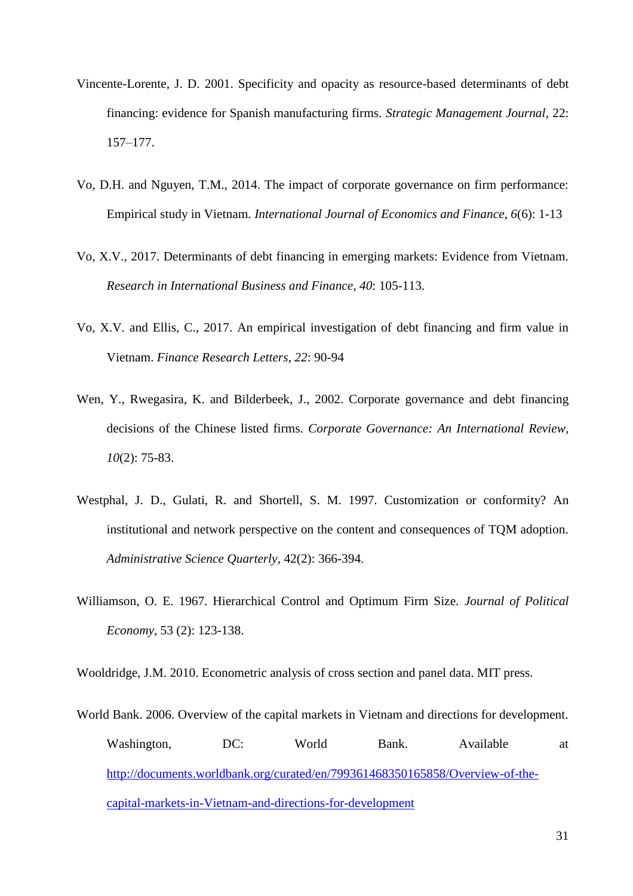Vincente-Lorente, J. D. 2001. Specificity and opacity as resource-based determinants of debt financing: evidence for Spanish manufacturing firms. *Strategic Management Journal*, 22: 157–177.

Vo, D.H. and Nguyen, T.M., 2014. The impact of corporate governance on firm performance: Empirical study in Vietnam. *International Journal of Economics and Finance*, *6*(6): 1-13

Vo, X.V., 2017. Determinants of debt financing in emerging markets: Evidence from Vietnam. *Research in International Business and Finance*, *40*: 105-113.

Vo, X.V. and Ellis, C., 2017. An empirical investigation of debt financing and firm value in Vietnam. *Finance Research Letters*, *22*: 90-94

Wen, Y., Rwegasira, K. and Bilderbeek, J., 2002. Corporate governance and debt financing decisions of the Chinese listed firms. *Corporate Governance: An International Review*, *10*(2): 75-83.

Westphal, J. D., Gulati, R. and Shortell, S. M. 1997. Customization or conformity? An institutional and network perspective on the content and consequences of TQM adoption. *Administrative Science Quarterly*, 42(2): 366-394.

Williamson, O. E. 1967. Hierarchical Control and Optimum Firm Size. *Journal of Political Economy*, 53 (2): 123-138.

Wooldridge, J.M. 2010. Econometric analysis of cross section and panel data. MIT press.

World Bank. 2006. Overview of the capital markets in Vietnam and directions for development. Washington, DC: World Bank. Available at http://documents.worldbank.org/curated/en/799361468350165858/Overview-of-the-capital-markets-in-Vietnam-and-directions-for-development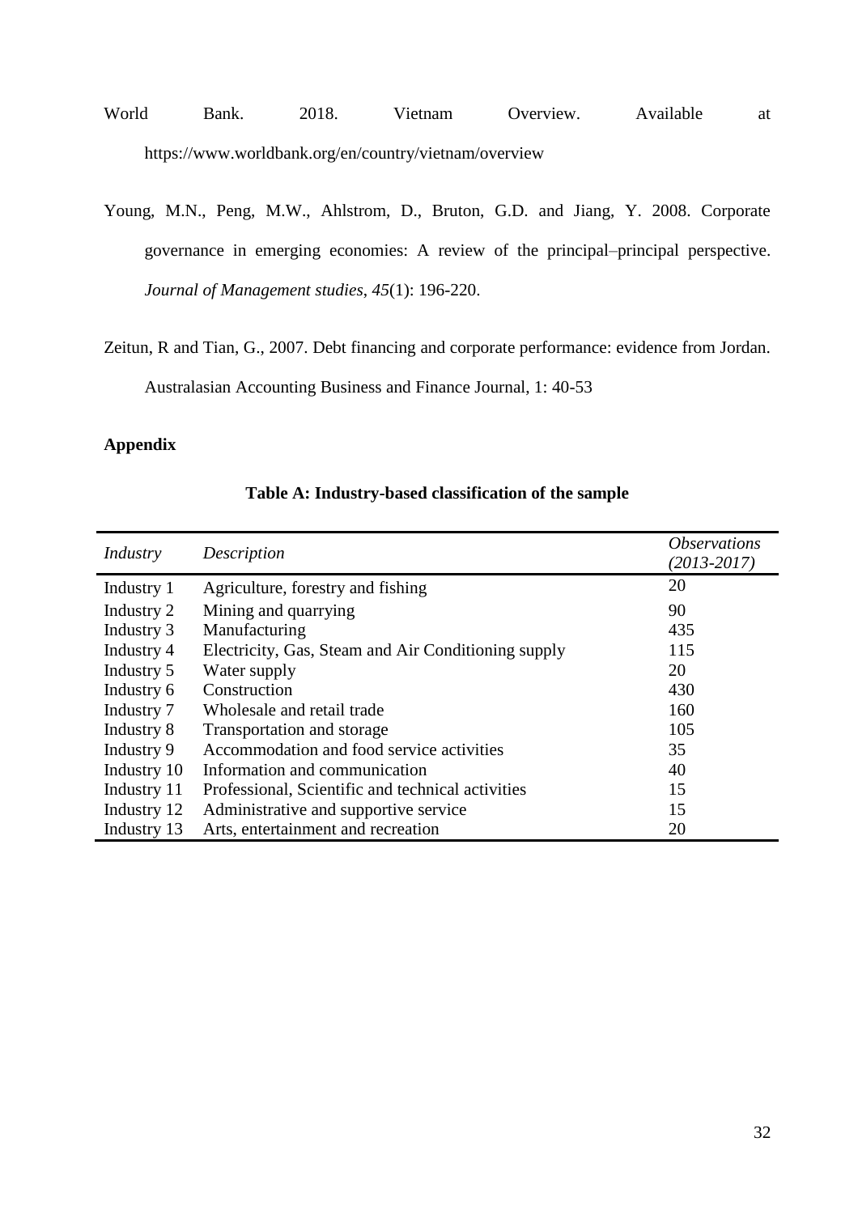World Bank. 2018. Vietnam Overview. Available at https://www.worldbank.org/en/country/vietnam/overview

Young, M.N., Peng, M.W., Ahlstrom, D., Bruton, G.D. and Jiang, Y. 2008. Corporate governance in emerging economies: A review of the principal–principal perspective. *Journal of Management studies*, *45*(1): 196-220.

Zeitun, R and Tian, G., 2007. Debt financing and corporate performance: evidence from Jordan. Australasian Accounting Business and Finance Journal, 1: 40-53

## Appendix

**Table A: Industry-based classification of the sample**

| *Industry* | *Description* | *Observations (2013-2017)* |
|---|---|---|
| Industry 1 | Agriculture, forestry and fishing | 20 |
| Industry 2 | Mining and quarrying | 90 |
| Industry 3 | Manufacturing | 435 |
| Industry 4 | Electricity, Gas, Steam and Air Conditioning supply | 115 |
| Industry 5 | Water supply | 20 |
| Industry 6 | Construction | 430 |
| Industry 7 | Wholesale and retail trade | 160 |
| Industry 8 | Transportation and storage | 105 |
| Industry 9 | Accommodation and food service activities | 35 |
| Industry 10 | Information and communication | 40 |
| Industry 11 | Professional, Scientific and technical activities | 15 |
| Industry 12 | Administrative and supportive service | 15 |
| Industry 13 | Arts, entertainment and recreation | 20 |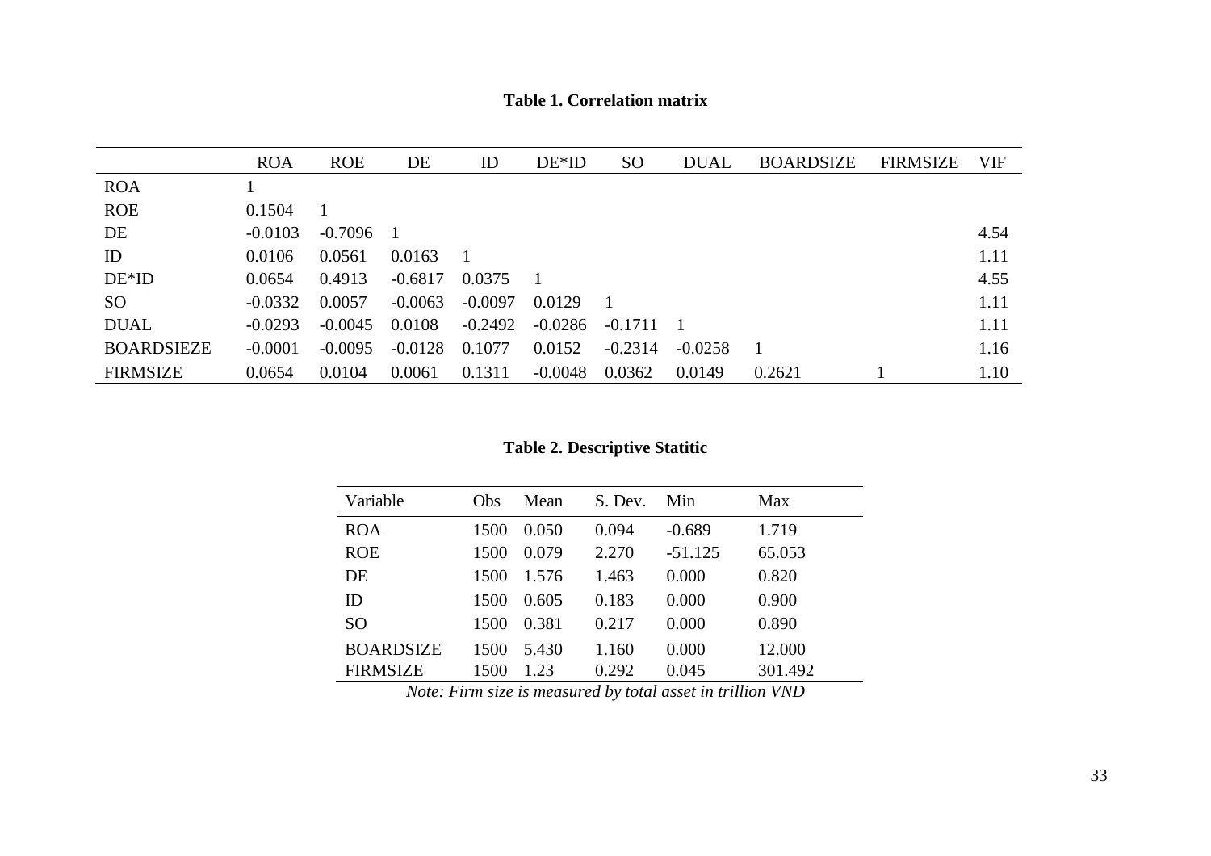**Table 1. Correlation matrix**

| | ROA | ROE | DE | ID | DE*ID | SO | DUAL | BOARDSIZE | FIRMSIZE | VIF |
|---|---|---|---|---|---|---|---|---|---|---|
| ROA | 1 | | | | | | | | | |
| ROE | 0.1504 | 1 | | | | | | | | |
| DE | -0.0103 | -0.7096 | 1 | | | | | | | 4.54 |
| ID | 0.0106 | 0.0561 | 0.0163 | 1 | | | | | | 1.11 |
| DE*ID | 0.0654 | 0.4913 | -0.6817 | 0.0375 | 1 | | | | | 4.55 |
| SO | -0.0332 | 0.0057 | -0.0063 | -0.0097 | 0.0129 | 1 | | | | 1.11 |
| DUAL | -0.0293 | -0.0045 | 0.0108 | -0.2492 | -0.0286 | -0.1711 | 1 | | | 1.11 |
| BOARDSIEZE | -0.0001 | -0.0095 | -0.0128 | 0.1077 | 0.0152 | -0.2314 | -0.0258 | 1 | | 1.16 |
| FIRMSIZE | 0.0654 | 0.0104 | 0.0061 | 0.1311 | -0.0048 | 0.0362 | 0.0149 | 0.2621 | 1 | 1.10 |

**Table 2. Descriptive Statitic**

| Variable | Obs | Mean | S. Dev. | Min | Max |
|---|---|---|---|---|---|
| ROA | 1500 | 0.050 | 0.094 | -0.689 | 1.719 |
| ROE | 1500 | 0.079 | 2.270 | -51.125 | 65.053 |
| DE | 1500 | 1.576 | 1.463 | 0.000 | 0.820 |
| ID | 1500 | 0.605 | 0.183 | 0.000 | 0.900 |
| SO | 1500 | 0.381 | 0.217 | 0.000 | 0.890 |
| BOARDSIZE | 1500 | 5.430 | 1.160 | 0.000 | 12.000 |
| FIRMSIZE | 1500 | 1.23 | 0.292 | 0.045 | 301.492 |

*Note: Firm size is measured by total asset in trillion VND*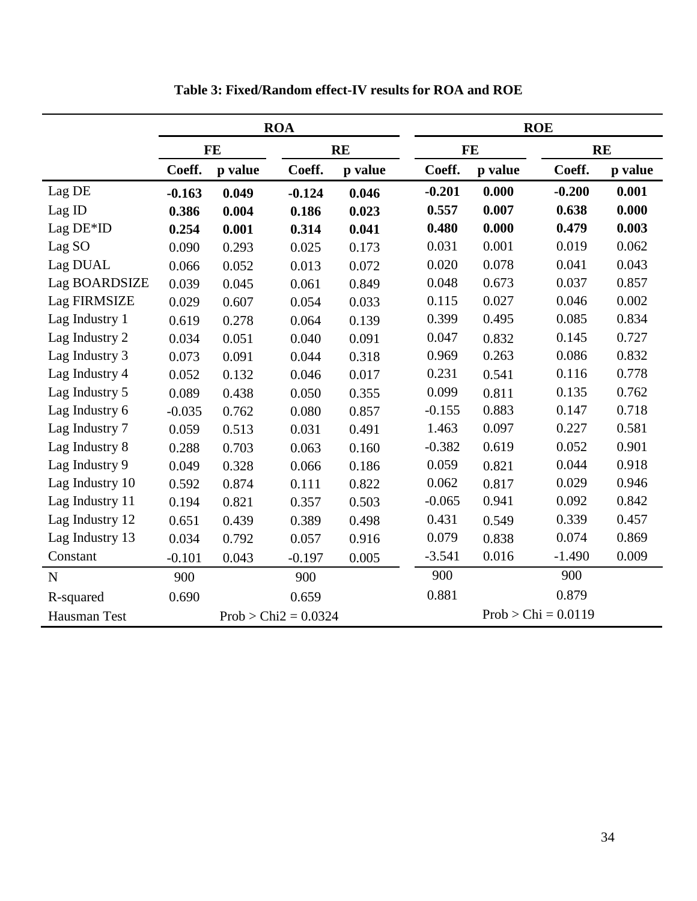**Table 3: Fixed/Random effect-IV results for ROA and ROE**

| | ROA | | | | ROE | | | |
|---|---|---|---|---|---|---|---|---|
| | FE | | RE | | FE | | RE | |
| | **Coeff.** | **p value** | **Coeff.** | **p value** | **Coeff.** | **p value** | **Coeff.** | **p value** |
| Lag DE | **-0.163** | **0.049** | **-0.124** | **0.046** | **-0.201** | **0.000** | **-0.200** | **0.001** |
| Lag ID | **0.386** | **0.004** | **0.186** | **0.023** | **0.557** | **0.007** | **0.638** | **0.000** |
| Lag DE*ID | **0.254** | **0.001** | **0.314** | **0.041** | **0.480** | **0.000** | **0.479** | **0.003** |
| Lag SO | 0.090 | 0.293 | 0.025 | 0.173 | 0.031 | 0.001 | 0.019 | 0.062 |
| Lag DUAL | 0.066 | 0.052 | 0.013 | 0.072 | 0.020 | 0.078 | 0.041 | 0.043 |
| Lag BOARDSIZE | 0.039 | 0.045 | 0.061 | 0.849 | 0.048 | 0.673 | 0.037 | 0.857 |
| Lag FIRMSIZE | 0.029 | 0.607 | 0.054 | 0.033 | 0.115 | 0.027 | 0.046 | 0.002 |
| Lag Industry 1 | 0.619 | 0.278 | 0.064 | 0.139 | 0.399 | 0.495 | 0.085 | 0.834 |
| Lag Industry 2 | 0.034 | 0.051 | 0.040 | 0.091 | 0.047 | 0.832 | 0.145 | 0.727 |
| Lag Industry 3 | 0.073 | 0.091 | 0.044 | 0.318 | 0.969 | 0.263 | 0.086 | 0.832 |
| Lag Industry 4 | 0.052 | 0.132 | 0.046 | 0.017 | 0.231 | 0.541 | 0.116 | 0.778 |
| Lag Industry 5 | 0.089 | 0.438 | 0.050 | 0.355 | 0.099 | 0.811 | 0.135 | 0.762 |
| Lag Industry 6 | -0.035 | 0.762 | 0.080 | 0.857 | -0.155 | 0.883 | 0.147 | 0.718 |
| Lag Industry 7 | 0.059 | 0.513 | 0.031 | 0.491 | 1.463 | 0.097 | 0.227 | 0.581 |
| Lag Industry 8 | 0.288 | 0.703 | 0.063 | 0.160 | -0.382 | 0.619 | 0.052 | 0.901 |
| Lag Industry 9 | 0.049 | 0.328 | 0.066 | 0.186 | 0.059 | 0.821 | 0.044 | 0.918 |
| Lag Industry 10 | 0.592 | 0.874 | 0.111 | 0.822 | 0.062 | 0.817 | 0.029 | 0.946 |
| Lag Industry 11 | 0.194 | 0.821 | 0.357 | 0.503 | -0.065 | 0.941 | 0.092 | 0.842 |
| Lag Industry 12 | 0.651 | 0.439 | 0.389 | 0.498 | 0.431 | 0.549 | 0.339 | 0.457 |
| Lag Industry 13 | 0.034 | 0.792 | 0.057 | 0.916 | 0.079 | 0.838 | 0.074 | 0.869 |
| Constant | -0.101 | 0.043 | -0.197 | 0.005 | -3.541 | 0.016 | -1.490 | 0.009 |
| N | 900 | | 900 | | 900 | | 900 | |
| R-squared | 0.690 | | 0.659 | | 0.881 | | 0.879 | |
| Hausman Test | Prob > Chi2 = 0.0324 | | | | Prob > Chi = 0.0119 | | | |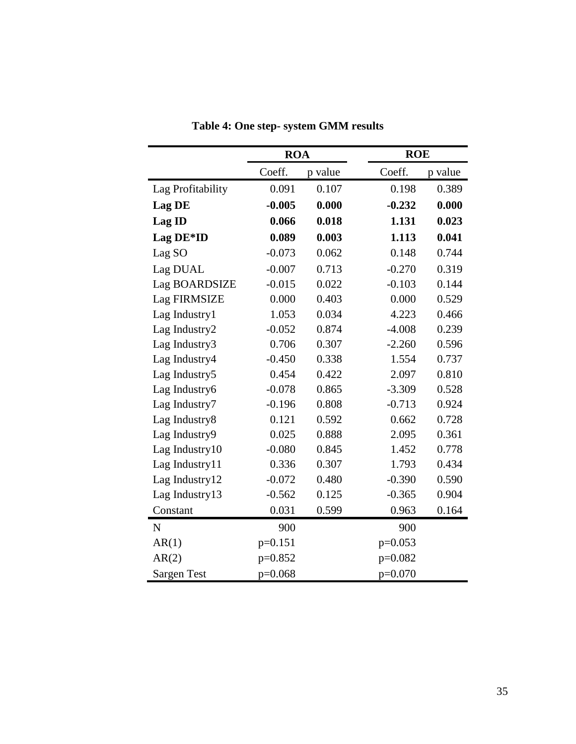**Table 4: One step- system GMM results**

| | ROA | | ROE | |
|---|---|---|---|---|
| | Coeff. | p value | Coeff. | p value |
| Lag Profitability | 0.091 | 0.107 | 0.198 | 0.389 |
| **Lag DE** | **-0.005** | **0.000** | **-0.232** | **0.000** |
| **Lag ID** | **0.066** | **0.018** | **1.131** | **0.023** |
| **Lag DE*ID** | **0.089** | **0.003** | **1.113** | **0.041** |
| Lag SO | -0.073 | 0.062 | 0.148 | 0.744 |
| Lag DUAL | -0.007 | 0.713 | -0.270 | 0.319 |
| Lag BOARDSIZE | -0.015 | 0.022 | -0.103 | 0.144 |
| Lag FIRMSIZE | 0.000 | 0.403 | 0.000 | 0.529 |
| Lag Industry1 | 1.053 | 0.034 | 4.223 | 0.466 |
| Lag Industry2 | -0.052 | 0.874 | -4.008 | 0.239 |
| Lag Industry3 | 0.706 | 0.307 | -2.260 | 0.596 |
| Lag Industry4 | -0.450 | 0.338 | 1.554 | 0.737 |
| Lag Industry5 | 0.454 | 0.422 | 2.097 | 0.810 |
| Lag Industry6 | -0.078 | 0.865 | -3.309 | 0.528 |
| Lag Industry7 | -0.196 | 0.808 | -0.713 | 0.924 |
| Lag Industry8 | 0.121 | 0.592 | 0.662 | 0.728 |
| Lag Industry9 | 0.025 | 0.888 | 2.095 | 0.361 |
| Lag Industry10 | -0.080 | 0.845 | 1.452 | 0.778 |
| Lag Industry11 | 0.336 | 0.307 | 1.793 | 0.434 |
| Lag Industry12 | -0.072 | 0.480 | -0.390 | 0.590 |
| Lag Industry13 | -0.562 | 0.125 | -0.365 | 0.904 |
| Constant | 0.031 | 0.599 | 0.963 | 0.164 |
| N | 900 | | 900 | |
| AR(1) | p=0.151 | | p=0.053 | |
| AR(2) | p=0.852 | | p=0.082 | |
| Sargen Test | p=0.068 | | p=0.070 | |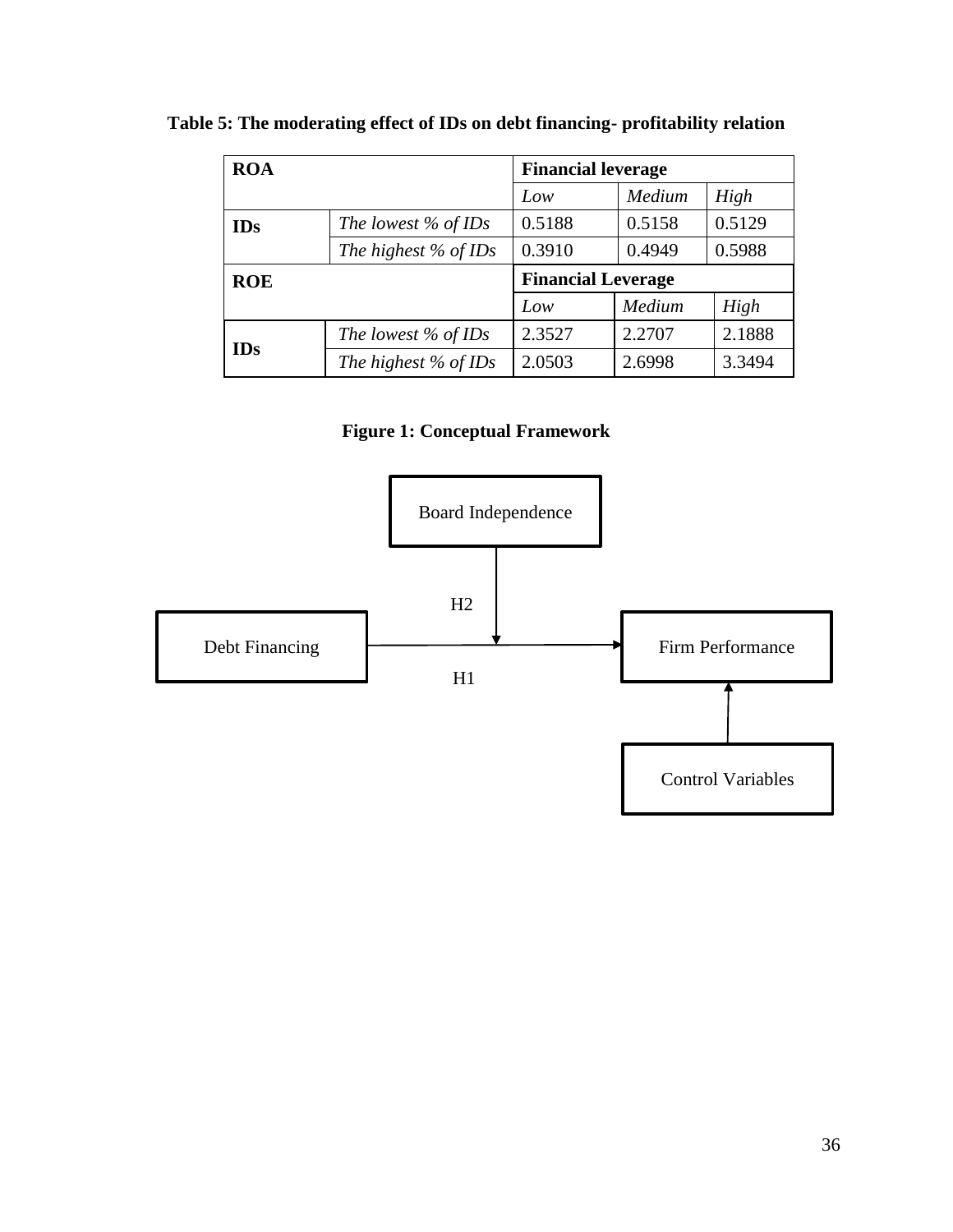**Table 5: The moderating effect of IDs on debt financing- profitability relation**

| ROA | | Financial leverage | | |
|---|---|---|---|---|
| | | *Low* | *Medium* | *High* |
| **IDs** | *The lowest % of IDs* | 0.5188 | 0.5158 | 0.5129 |
| | *The highest % of IDs* | 0.3910 | 0.4949 | 0.5988 |
| **ROE** | | **Financial Leverage** | | |
| | | *Low* | *Medium* | *High* |
| **IDs** | *The lowest % of IDs* | 2.3527 | 2.2707 | 2.1888 |
| | *The highest % of IDs* | 2.0503 | 2.6998 | 3.3494 |

**Figure 1: Conceptual Framework**

Board Independence

H2

Debt Financing → Firm Performance

H1

Control Variables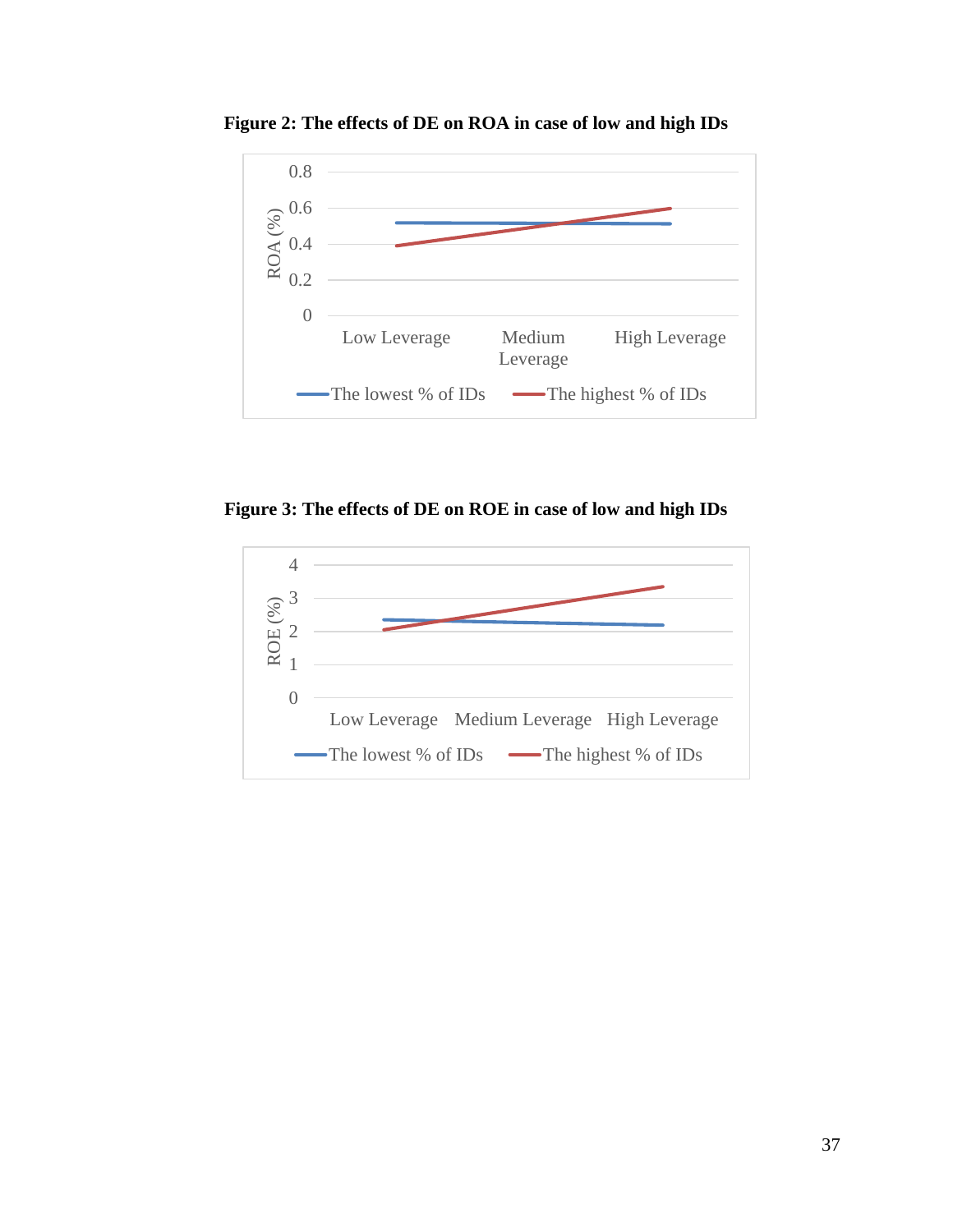**Figure 2: The effects of DE on ROA in case of low and high IDs**

ROA (%)

0.8
0.6
0.4
0.2
0

Low Leverage
Medium Leverage
High Leverage

The lowest % of IDs
The highest % of IDs

**Figure 3: The effects of DE on ROE in case of low and high IDs**

ROE (%)

4
3
2
1
0

Low Leverage
Medium Leverage
High Leverage

The lowest % of IDs
The highest % of IDs